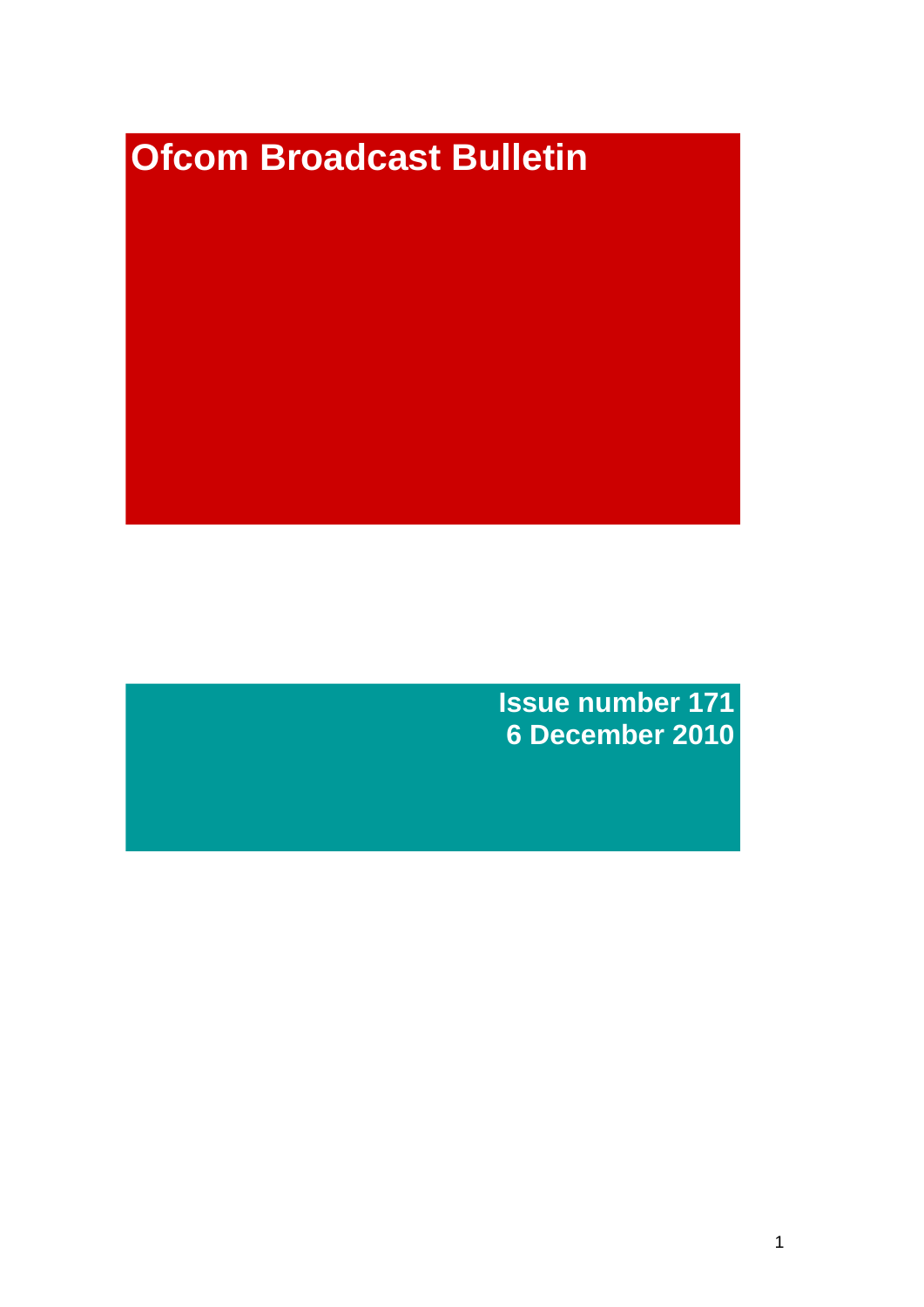# Ofcom Broadcast Bulletin

**Issue number 171**
**6 December 2010**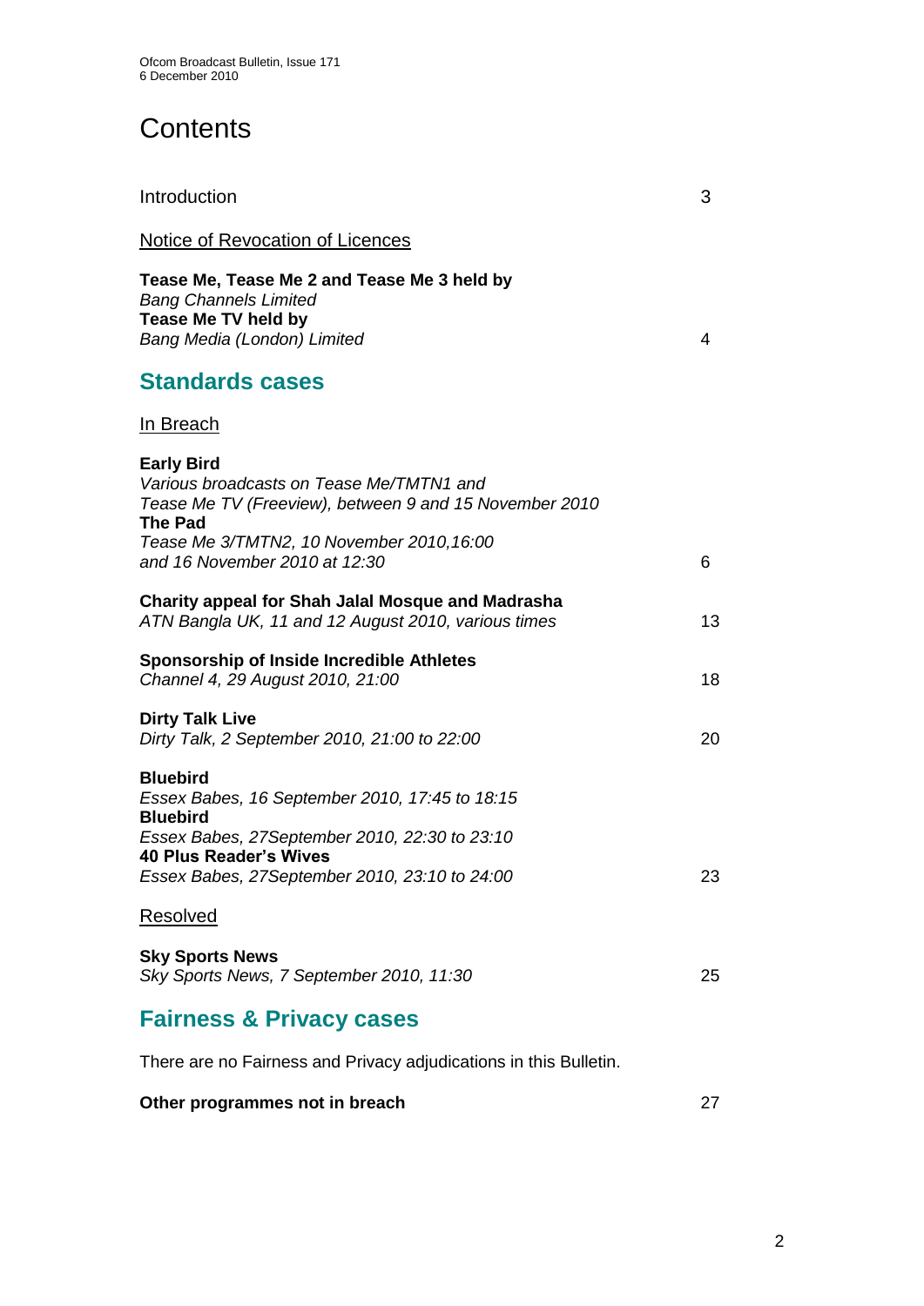# Contents

Introduction 3

Notice of Revocation of Licences

**Tease Me, Tease Me 2 and Tease Me 3 held by**
*Bang Channels Limited*
**Tease Me TV held by**
*Bang Media (London) Limited* 4

## Standards cases

In Breach

**Early Bird**
*Various broadcasts on Tease Me/TMTN1 and Tease Me TV (Freeview), between 9 and 15 November 2010*
**The Pad**
*Tease Me 3/TMTN2, 10 November 2010,16:00 and 16 November 2010 at 12:30* 6

**Charity appeal for Shah Jalal Mosque and Madrasha**
*ATN Bangla UK, 11 and 12 August 2010, various times* 13

**Sponsorship of Inside Incredible Athletes**
*Channel 4, 29 August 2010, 21:00* 18

**Dirty Talk Live**
*Dirty Talk, 2 September 2010, 21:00 to 22:00* 20

**Bluebird**
*Essex Babes, 16 September 2010, 17:45 to 18:15*
**Bluebird**
*Essex Babes, 27September 2010, 22:30 to 23:10*
**40 Plus Reader's Wives**
*Essex Babes, 27September 2010, 23:10 to 24:00* 23

Resolved

**Sky Sports News**
*Sky Sports News, 7 September 2010, 11:30* 25

## Fairness & Privacy cases

There are no Fairness and Privacy adjudications in this Bulletin.

**Other programmes not in breach** 27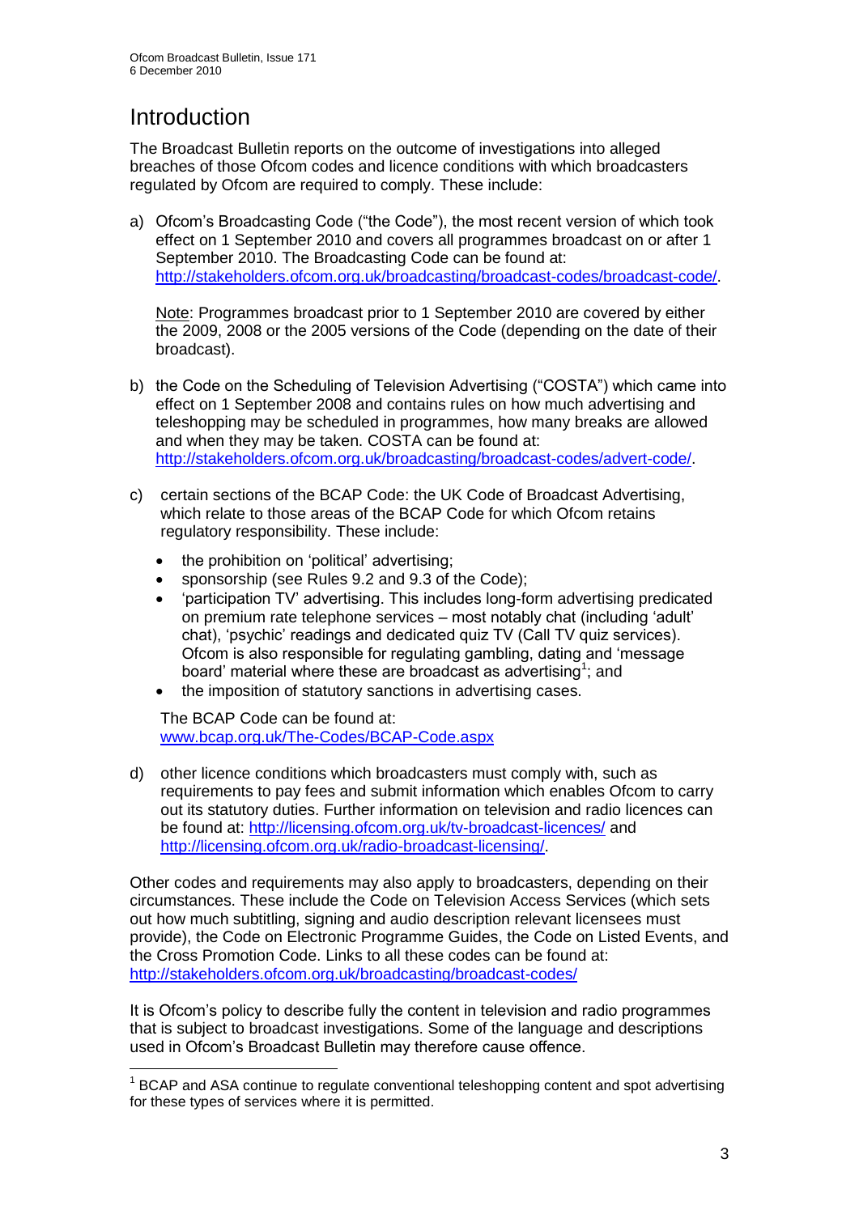# Introduction

The Broadcast Bulletin reports on the outcome of investigations into alleged breaches of those Ofcom codes and licence conditions with which broadcasters regulated by Ofcom are required to comply. These include:

a) Ofcom's Broadcasting Code ("the Code"), the most recent version of which took effect on 1 September 2010 and covers all programmes broadcast on or after 1 September 2010. The Broadcasting Code can be found at: http://stakeholders.ofcom.org.uk/broadcasting/broadcast-codes/broadcast-code/.

   Note: Programmes broadcast prior to 1 September 2010 are covered by either the 2009, 2008 or the 2005 versions of the Code (depending on the date of their broadcast).

b) the Code on the Scheduling of Television Advertising ("COSTA") which came into effect on 1 September 2008 and contains rules on how much advertising and teleshopping may be scheduled in programmes, how many breaks are allowed and when they may be taken. COSTA can be found at: http://stakeholders.ofcom.org.uk/broadcasting/broadcast-codes/advert-code/.

c) certain sections of the BCAP Code: the UK Code of Broadcast Advertising, which relate to those areas of the BCAP Code for which Ofcom retains regulatory responsibility. These include:

   - the prohibition on 'political' advertising;
   - sponsorship (see Rules 9.2 and 9.3 of the Code);
   - 'participation TV' advertising. This includes long-form advertising predicated on premium rate telephone services – most notably chat (including 'adult' chat), 'psychic' readings and dedicated quiz TV (Call TV quiz services). Ofcom is also responsible for regulating gambling, dating and 'message board' material where these are broadcast as advertising[1]; and
   - the imposition of statutory sanctions in advertising cases.

   The BCAP Code can be found at: www.bcap.org.uk/The-Codes/BCAP-Code.aspx

d) other licence conditions which broadcasters must comply with, such as requirements to pay fees and submit information which enables Ofcom to carry out its statutory duties. Further information on television and radio licences can be found at: http://licensing.ofcom.org.uk/tv-broadcast-licences/ and http://licensing.ofcom.org.uk/radio-broadcast-licensing/.

Other codes and requirements may also apply to broadcasters, depending on their circumstances. These include the Code on Television Access Services (which sets out how much subtitling, signing and audio description relevant licensees must provide), the Code on Electronic Programme Guides, the Code on Listed Events, and the Cross Promotion Code. Links to all these codes can be found at: http://stakeholders.ofcom.org.uk/broadcasting/broadcast-codes/

It is Ofcom's policy to describe fully the content in television and radio programmes that is subject to broadcast investigations. Some of the language and descriptions used in Ofcom's Broadcast Bulletin may therefore cause offence.

---

[1] BCAP and ASA continue to regulate conventional teleshopping content and spot advertising for these types of services where it is permitted.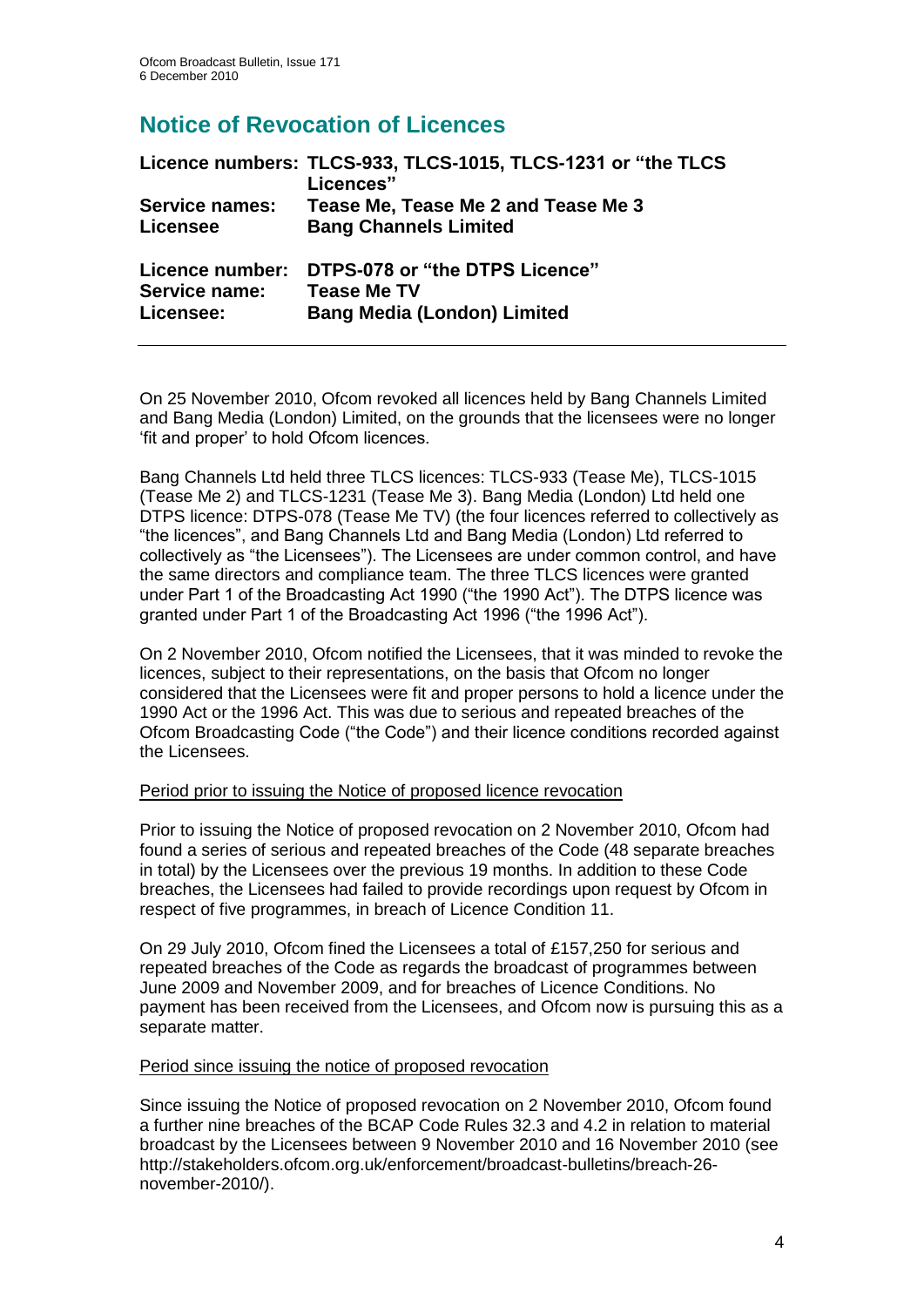## Notice of Revocation of Licences

| | |
|---|---|
| **Licence numbers:** | **TLCS-933, TLCS-1015, TLCS-1231 or "the TLCS Licences"** |
| **Service names:** | **Tease Me, Tease Me 2 and Tease Me 3** |
| **Licensee** | **Bang Channels Limited** |
| | |
| **Licence number:** | **DTPS-078 or "the DTPS Licence"** |
| **Service name:** | **Tease Me TV** |
| **Licensee:** | **Bang Media (London) Limited** |

---

On 25 November 2010, Ofcom revoked all licences held by Bang Channels Limited and Bang Media (London) Limited, on the grounds that the licensees were no longer 'fit and proper' to hold Ofcom licences.

Bang Channels Ltd held three TLCS licences: TLCS-933 (Tease Me), TLCS-1015 (Tease Me 2) and TLCS-1231 (Tease Me 3). Bang Media (London) Ltd held one DTPS licence: DTPS-078 (Tease Me TV) (the four licences referred to collectively as "the licences", and Bang Channels Ltd and Bang Media (London) Ltd referred to collectively as "the Licensees"). The Licensees are under common control, and have the same directors and compliance team. The three TLCS licences were granted under Part 1 of the Broadcasting Act 1990 ("the 1990 Act"). The DTPS licence was granted under Part 1 of the Broadcasting Act 1996 ("the 1996 Act").

On 2 November 2010, Ofcom notified the Licensees, that it was minded to revoke the licences, subject to their representations, on the basis that Ofcom no longer considered that the Licensees were fit and proper persons to hold a licence under the 1990 Act or the 1996 Act. This was due to serious and repeated breaches of the Ofcom Broadcasting Code ("the Code") and their licence conditions recorded against the Licensees.

Period prior to issuing the Notice of proposed licence revocation

Prior to issuing the Notice of proposed revocation on 2 November 2010, Ofcom had found a series of serious and repeated breaches of the Code (48 separate breaches in total) by the Licensees over the previous 19 months. In addition to these Code breaches, the Licensees had failed to provide recordings upon request by Ofcom in respect of five programmes, in breach of Licence Condition 11.

On 29 July 2010, Ofcom fined the Licensees a total of £157,250 for serious and repeated breaches of the Code as regards the broadcast of programmes between June 2009 and November 2009, and for breaches of Licence Conditions. No payment has been received from the Licensees, and Ofcom now is pursuing this as a separate matter.

Period since issuing the notice of proposed revocation

Since issuing the Notice of proposed revocation on 2 November 2010, Ofcom found a further nine breaches of the BCAP Code Rules 32.3 and 4.2 in relation to material broadcast by the Licensees between 9 November 2010 and 16 November 2010 (see http://stakeholders.ofcom.org.uk/enforcement/broadcast-bulletins/breach-26-november-2010/).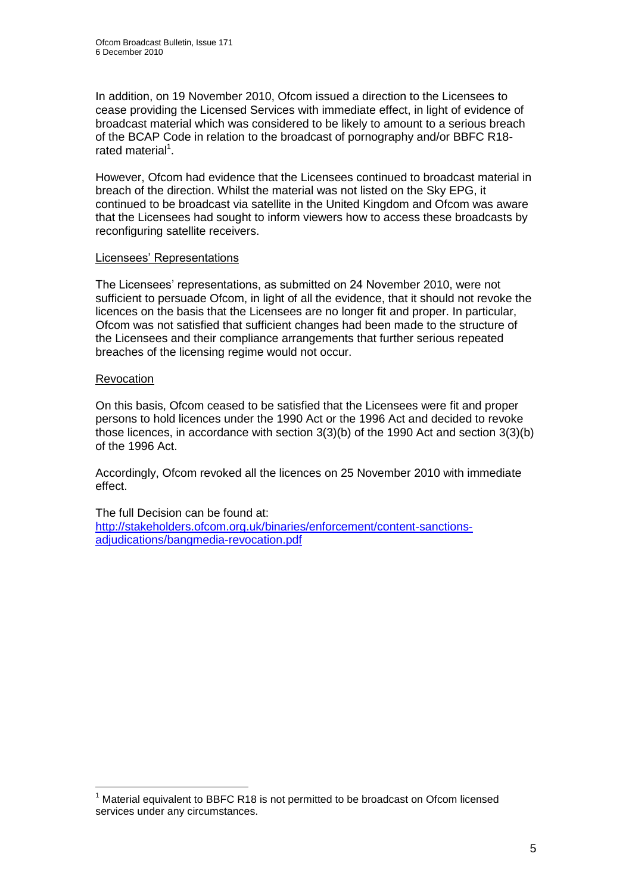In addition, on 19 November 2010, Ofcom issued a direction to the Licensees to cease providing the Licensed Services with immediate effect, in light of evidence of broadcast material which was considered to be likely to amount to a serious breach of the BCAP Code in relation to the broadcast of pornography and/or BBFC R18-rated material[1].

However, Ofcom had evidence that the Licensees continued to broadcast material in breach of the direction. Whilst the material was not listed on the Sky EPG, it continued to be broadcast via satellite in the United Kingdom and Ofcom was aware that the Licensees had sought to inform viewers how to access these broadcasts by reconfiguring satellite receivers.

Licensees' Representations

The Licensees' representations, as submitted on 24 November 2010, were not sufficient to persuade Ofcom, in light of all the evidence, that it should not revoke the licences on the basis that the Licensees are no longer fit and proper. In particular, Ofcom was not satisfied that sufficient changes had been made to the structure of the Licensees and their compliance arrangements that further serious repeated breaches of the licensing regime would not occur.

Revocation

On this basis, Ofcom ceased to be satisfied that the Licensees were fit and proper persons to hold licences under the 1990 Act or the 1996 Act and decided to revoke those licences, in accordance with section 3(3)(b) of the 1990 Act and section 3(3)(b) of the 1996 Act.

Accordingly, Ofcom revoked all the licences on 25 November 2010 with immediate effect.

The full Decision can be found at:
[http://stakeholders.ofcom.org.uk/binaries/enforcement/content-sanctions-adjudications/bangmedia-revocation.pdf](http://stakeholders.ofcom.org.uk/binaries/enforcement/content-sanctions-adjudications/bangmedia-revocation.pdf)

---

[1] Material equivalent to BBFC R18 is not permitted to be broadcast on Ofcom licensed services under any circumstances.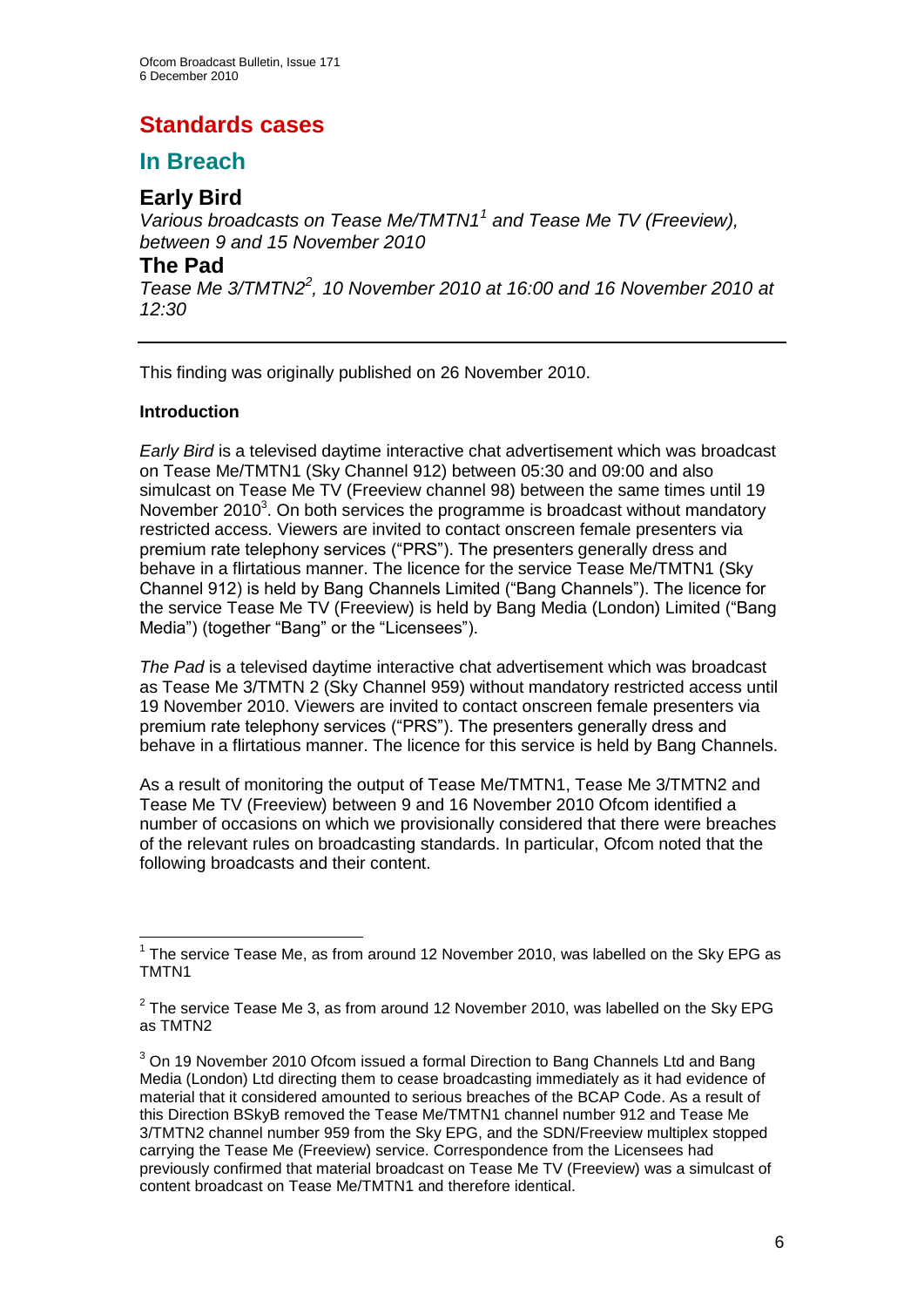# Standards cases

## In Breach

### Early Bird

*Various broadcasts on Tease Me/TMTN1[1] and Tease Me TV (Freeview), between 9 and 15 November 2010*

### The Pad

*Tease Me 3/TMTN2[2], 10 November 2010 at 16:00 and 16 November 2010 at 12:30*

---

This finding was originally published on 26 November 2010.

**Introduction**

*Early Bird* is a televised daytime interactive chat advertisement which was broadcast on Tease Me/TMTN1 (Sky Channel 912) between 05:30 and 09:00 and also simulcast on Tease Me TV (Freeview channel 98) between the same times until 19 November 2010[3]. On both services the programme is broadcast without mandatory restricted access. Viewers are invited to contact onscreen female presenters via premium rate telephony services ("PRS"). The presenters generally dress and behave in a flirtatious manner. The licence for the service Tease Me/TMTN1 (Sky Channel 912) is held by Bang Channels Limited ("Bang Channels"). The licence for the service Tease Me TV (Freeview) is held by Bang Media (London) Limited ("Bang Media") (together "Bang" or the "Licensees").

*The Pad* is a televised daytime interactive chat advertisement which was broadcast as Tease Me 3/TMTN 2 (Sky Channel 959) without mandatory restricted access until 19 November 2010. Viewers are invited to contact onscreen female presenters via premium rate telephony services ("PRS"). The presenters generally dress and behave in a flirtatious manner. The licence for this service is held by Bang Channels.

As a result of monitoring the output of Tease Me/TMTN1, Tease Me 3/TMTN2 and Tease Me TV (Freeview) between 9 and 16 November 2010 Ofcom identified a number of occasions on which we provisionally considered that there were breaches of the relevant rules on broadcasting standards. In particular, Ofcom noted that the following broadcasts and their content.

---

[1] The service Tease Me, as from around 12 November 2010, was labelled on the Sky EPG as TMTN1

[2] The service Tease Me 3, as from around 12 November 2010, was labelled on the Sky EPG as TMTN2

[3] On 19 November 2010 Ofcom issued a formal Direction to Bang Channels Ltd and Bang Media (London) Ltd directing them to cease broadcasting immediately as it had evidence of material that it considered amounted to serious breaches of the BCAP Code. As a result of this Direction BSkyB removed the Tease Me/TMTN1 channel number 912 and Tease Me 3/TMTN2 channel number 959 from the Sky EPG, and the SDN/Freeview multiplex stopped carrying the Tease Me (Freeview) service. Correspondence from the Licensees had previously confirmed that material broadcast on Tease Me TV (Freeview) was a simulcast of content broadcast on Tease Me/TMTN1 and therefore identical.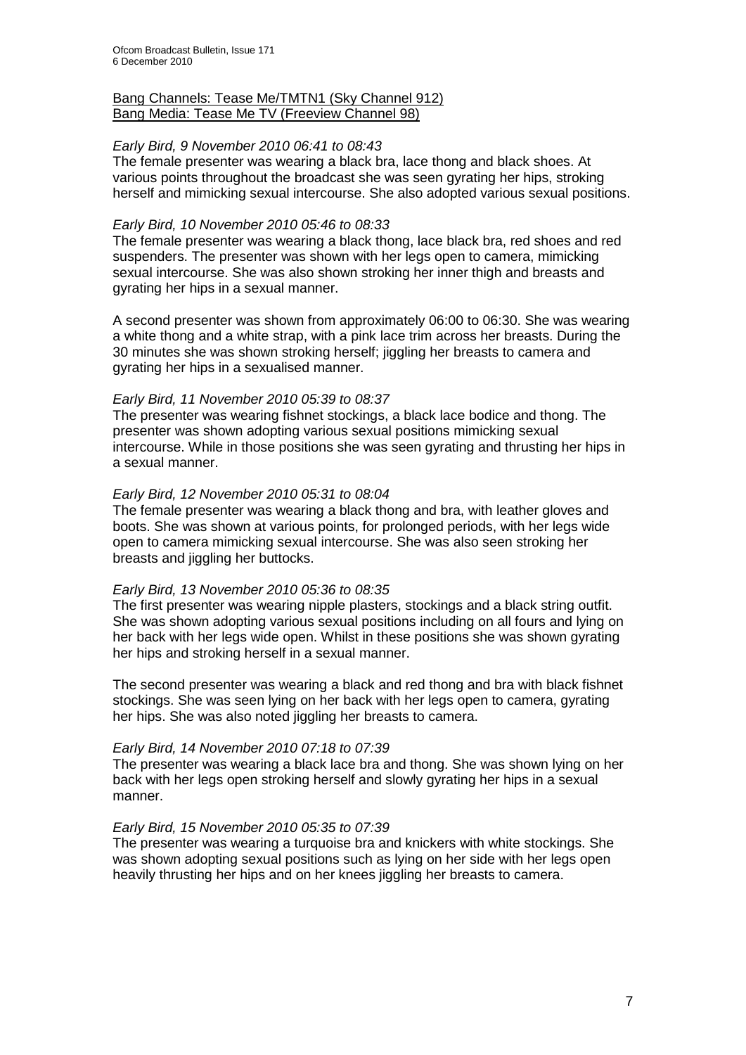Bang Channels: Tease Me/TMTN1 (Sky Channel 912)
Bang Media: Tease Me TV (Freeview Channel 98)

*Early Bird, 9 November 2010 06:41 to 08:43*
The female presenter was wearing a black bra, lace thong and black shoes. At various points throughout the broadcast she was seen gyrating her hips, stroking herself and mimicking sexual intercourse. She also adopted various sexual positions.

*Early Bird, 10 November 2010 05:46 to 08:33*
The female presenter was wearing a black thong, lace black bra, red shoes and red suspenders. The presenter was shown with her legs open to camera, mimicking sexual intercourse. She was also shown stroking her inner thigh and breasts and gyrating her hips in a sexual manner.

A second presenter was shown from approximately 06:00 to 06:30. She was wearing a white thong and a white strap, with a pink lace trim across her breasts. During the 30 minutes she was shown stroking herself; jiggling her breasts to camera and gyrating her hips in a sexualised manner.

*Early Bird, 11 November 2010 05:39 to 08:37*
The presenter was wearing fishnet stockings, a black lace bodice and thong. The presenter was shown adopting various sexual positions mimicking sexual intercourse. While in those positions she was seen gyrating and thrusting her hips in a sexual manner.

*Early Bird, 12 November 2010 05:31 to 08:04*
The female presenter was wearing a black thong and bra, with leather gloves and boots. She was shown at various points, for prolonged periods, with her legs wide open to camera mimicking sexual intercourse. She was also seen stroking her breasts and jiggling her buttocks.

*Early Bird, 13 November 2010 05:36 to 08:35*
The first presenter was wearing nipple plasters, stockings and a black string outfit. She was shown adopting various sexual positions including on all fours and lying on her back with her legs wide open. Whilst in these positions she was shown gyrating her hips and stroking herself in a sexual manner.

The second presenter was wearing a black and red thong and bra with black fishnet stockings. She was seen lying on her back with her legs open to camera, gyrating her hips. She was also noted jiggling her breasts to camera.

*Early Bird, 14 November 2010 07:18 to 07:39*
The presenter was wearing a black lace bra and thong. She was shown lying on her back with her legs open stroking herself and slowly gyrating her hips in a sexual manner.

*Early Bird, 15 November 2010 05:35 to 07:39*
The presenter was wearing a turquoise bra and knickers with white stockings. She was shown adopting sexual positions such as lying on her side with her legs open heavily thrusting her hips and on her knees jiggling her breasts to camera.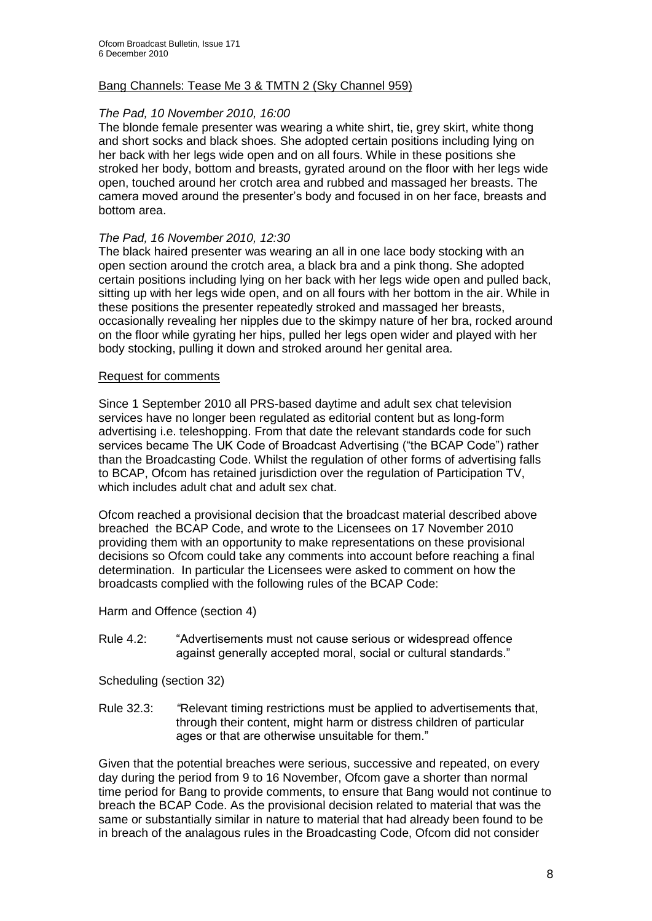Bang Channels: Tease Me 3 & TMTN 2 (Sky Channel 959)

*The Pad, 10 November 2010, 16:00*

The blonde female presenter was wearing a white shirt, tie, grey skirt, white thong and short socks and black shoes. She adopted certain positions including lying on her back with her legs wide open and on all fours. While in these positions she stroked her body, bottom and breasts, gyrated around on the floor with her legs wide open, touched around her crotch area and rubbed and massaged her breasts. The camera moved around the presenter's body and focused in on her face, breasts and bottom area.

*The Pad, 16 November 2010, 12:30*

The black haired presenter was wearing an all in one lace body stocking with an open section around the crotch area, a black bra and a pink thong. She adopted certain positions including lying on her back with her legs wide open and pulled back, sitting up with her legs wide open, and on all fours with her bottom in the air. While in these positions the presenter repeatedly stroked and massaged her breasts, occasionally revealing her nipples due to the skimpy nature of her bra, rocked around on the floor while gyrating her hips, pulled her legs open wider and played with her body stocking, pulling it down and stroked around her genital area.

Request for comments

Since 1 September 2010 all PRS-based daytime and adult sex chat television services have no longer been regulated as editorial content but as long-form advertising i.e. teleshopping. From that date the relevant standards code for such services became The UK Code of Broadcast Advertising ("the BCAP Code") rather than the Broadcasting Code. Whilst the regulation of other forms of advertising falls to BCAP, Ofcom has retained jurisdiction over the regulation of Participation TV, which includes adult chat and adult sex chat.

Ofcom reached a provisional decision that the broadcast material described above breached the BCAP Code, and wrote to the Licensees on 17 November 2010 providing them with an opportunity to make representations on these provisional decisions so Ofcom could take any comments into account before reaching a final determination. In particular the Licensees were asked to comment on how the broadcasts complied with the following rules of the BCAP Code:

Harm and Offence (section 4)

Rule 4.2: "Advertisements must not cause serious or widespread offence against generally accepted moral, social or cultural standards."

Scheduling (section 32)

Rule 32.3: "Relevant timing restrictions must be applied to advertisements that, through their content, might harm or distress children of particular ages or that are otherwise unsuitable for them."

Given that the potential breaches were serious, successive and repeated, on every day during the period from 9 to 16 November, Ofcom gave a shorter than normal time period for Bang to provide comments, to ensure that Bang would not continue to breach the BCAP Code. As the provisional decision related to material that was the same or substantially similar in nature to material that had already been found to be in breach of the analagous rules in the Broadcasting Code, Ofcom did not consider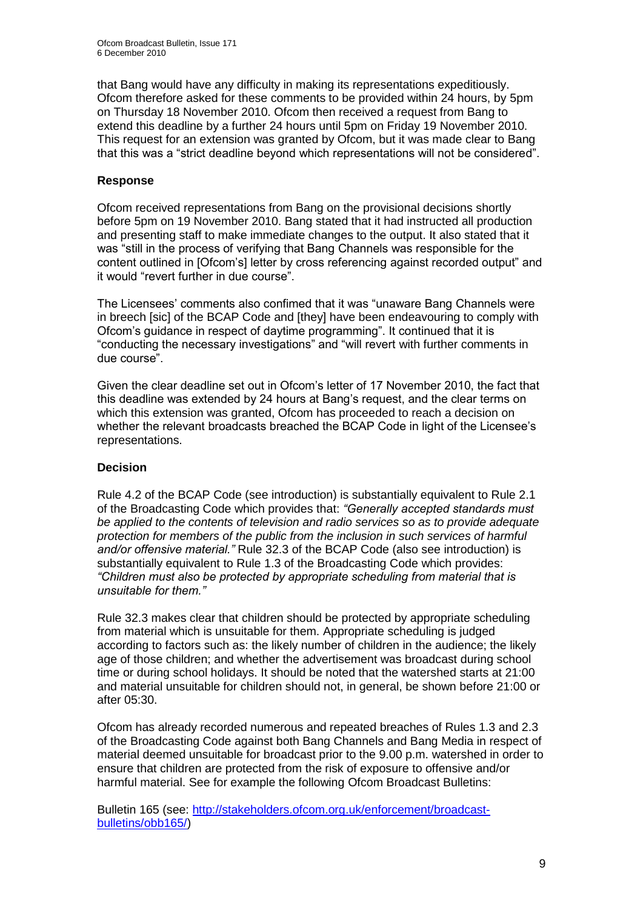that Bang would have any difficulty in making its representations expeditiously. Ofcom therefore asked for these comments to be provided within 24 hours, by 5pm on Thursday 18 November 2010. Ofcom then received a request from Bang to extend this deadline by a further 24 hours until 5pm on Friday 19 November 2010. This request for an extension was granted by Ofcom, but it was made clear to Bang that this was a "strict deadline beyond which representations will not be considered".

**Response**

Ofcom received representations from Bang on the provisional decisions shortly before 5pm on 19 November 2010. Bang stated that it had instructed all production and presenting staff to make immediate changes to the output. It also stated that it was "still in the process of verifying that Bang Channels was responsible for the content outlined in [Ofcom's] letter by cross referencing against recorded output" and it would "revert further in due course".

The Licensees' comments also confirmed that it was "unaware Bang Channels were in breech [sic] of the BCAP Code and [they] have been endeavouring to comply with Ofcom's guidance in respect of daytime programming". It continued that it is "conducting the necessary investigations" and "will revert with further comments in due course".

Given the clear deadline set out in Ofcom's letter of 17 November 2010, the fact that this deadline was extended by 24 hours at Bang's request, and the clear terms on which this extension was granted, Ofcom has proceeded to reach a decision on whether the relevant broadcasts breached the BCAP Code in light of the Licensee's representations.

**Decision**

Rule 4.2 of the BCAP Code (see introduction) is substantially equivalent to Rule 2.1 of the Broadcasting Code which provides that: *"Generally accepted standards must be applied to the contents of television and radio services so as to provide adequate protection for members of the public from the inclusion in such services of harmful and/or offensive material."* Rule 32.3 of the BCAP Code (also see introduction) is substantially equivalent to Rule 1.3 of the Broadcasting Code which provides: *"Children must also be protected by appropriate scheduling from material that is unsuitable for them."*

Rule 32.3 makes clear that children should be protected by appropriate scheduling from material which is unsuitable for them. Appropriate scheduling is judged according to factors such as: the likely number of children in the audience; the likely age of those children; and whether the advertisement was broadcast during school time or during school holidays. It should be noted that the watershed starts at 21:00 and material unsuitable for children should not, in general, be shown before 21:00 or after 05:30.

Ofcom has already recorded numerous and repeated breaches of Rules 1.3 and 2.3 of the Broadcasting Code against both Bang Channels and Bang Media in respect of material deemed unsuitable for broadcast prior to the 9.00 p.m. watershed in order to ensure that children are protected from the risk of exposure to offensive and/or harmful material. See for example the following Ofcom Broadcast Bulletins:

Bulletin 165 (see: http://stakeholders.ofcom.org.uk/enforcement/broadcast-bulletins/obb165/)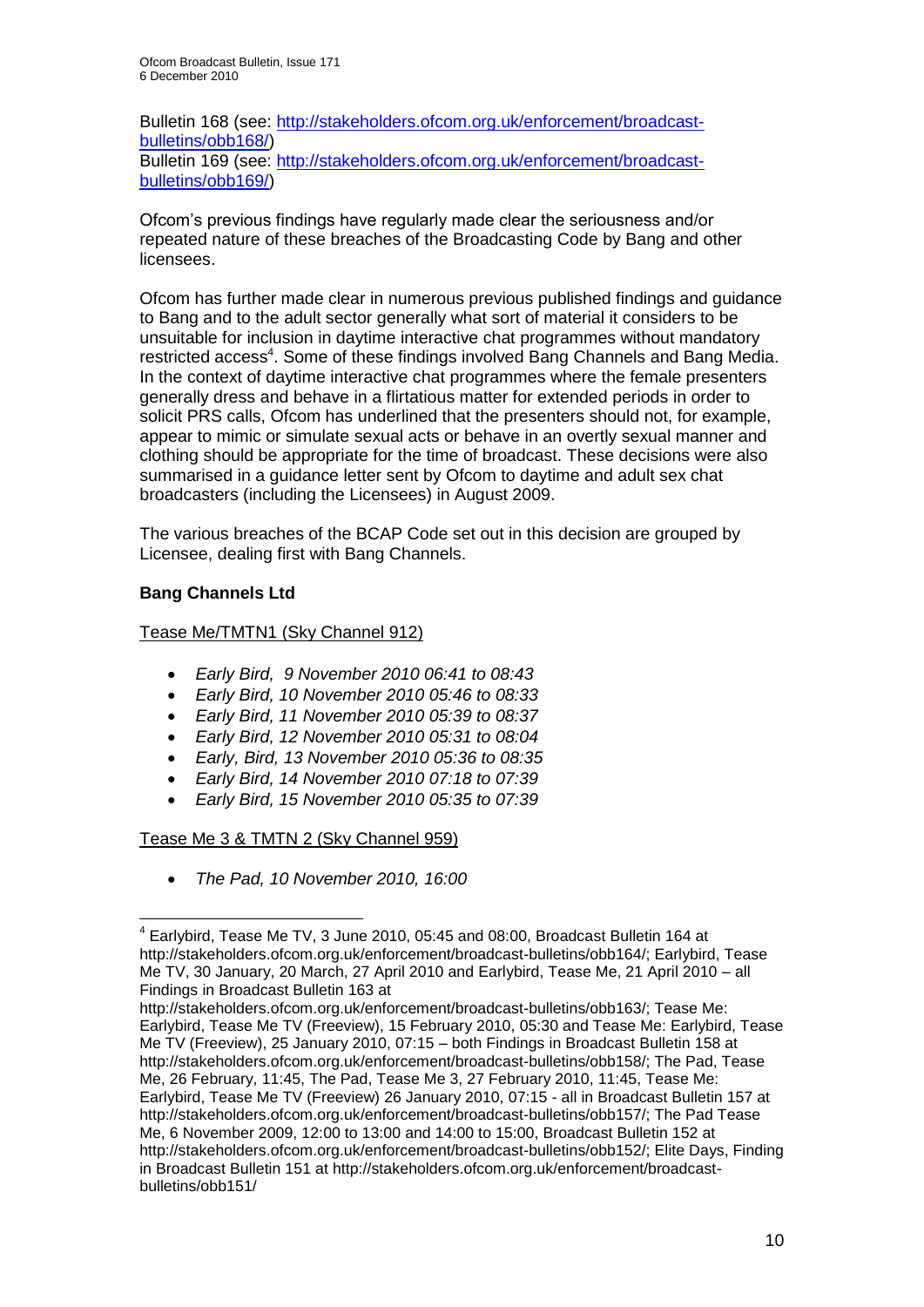Bulletin 168 (see: http://stakeholders.ofcom.org.uk/enforcement/broadcast-bulletins/obb168/)
Bulletin 169 (see: http://stakeholders.ofcom.org.uk/enforcement/broadcast-bulletins/obb169/)

Ofcom's previous findings have regularly made clear the seriousness and/or repeated nature of these breaches of the Broadcasting Code by Bang and other licensees.

Ofcom has further made clear in numerous previous published findings and guidance to Bang and to the adult sector generally what sort of material it considers to be unsuitable for inclusion in daytime interactive chat programmes without mandatory restricted access[4]. Some of these findings involved Bang Channels and Bang Media. In the context of daytime interactive chat programmes where the female presenters generally dress and behave in a flirtatious matter for extended periods in order to solicit PRS calls, Ofcom has underlined that the presenters should not, for example, appear to mimic or simulate sexual acts or behave in an overtly sexual manner and clothing should be appropriate for the time of broadcast. These decisions were also summarised in a guidance letter sent by Ofcom to daytime and adult sex chat broadcasters (including the Licensees) in August 2009.

The various breaches of the BCAP Code set out in this decision are grouped by Licensee, dealing first with Bang Channels.

**Bang Channels Ltd**

Tease Me/TMTN1 (Sky Channel 912)

- *Early Bird, 9 November 2010 06:41 to 08:43*
- *Early Bird, 10 November 2010 05:46 to 08:33*
- *Early Bird, 11 November 2010 05:39 to 08:37*
- *Early Bird, 12 November 2010 05:31 to 08:04*
- *Early, Bird, 13 November 2010 05:36 to 08:35*
- *Early Bird, 14 November 2010 07:18 to 07:39*
- *Early Bird, 15 November 2010 05:35 to 07:39*

Tease Me 3 & TMTN 2 (Sky Channel 959)

- *The Pad, 10 November 2010, 16:00*

---

[4] Earlybird, Tease Me TV, 3 June 2010, 05:45 and 08:00, Broadcast Bulletin 164 at http://stakeholders.ofcom.org.uk/enforcement/broadcast-bulletins/obb164/; Earlybird, Tease Me TV, 30 January, 20 March, 27 April 2010 and Earlybird, Tease Me, 21 April 2010 – all Findings in Broadcast Bulletin 163 at http://stakeholders.ofcom.org.uk/enforcement/broadcast-bulletins/obb163/; Tease Me: Earlybird, Tease Me TV (Freeview), 15 February 2010, 05:30 and Tease Me: Earlybird, Tease Me TV (Freeview), 25 January 2010, 07:15 – both Findings in Broadcast Bulletin 158 at http://stakeholders.ofcom.org.uk/enforcement/broadcast-bulletins/obb158/; The Pad, Tease Me, 26 February, 11:45, The Pad, Tease Me 3, 27 February 2010, 11:45, Tease Me: Earlybird, Tease Me TV (Freeview) 26 January 2010, 07:15 - all in Broadcast Bulletin 157 at http://stakeholders.ofcom.org.uk/enforcement/broadcast-bulletins/obb157/; The Pad Tease Me, 6 November 2009, 12:00 to 13:00 and 14:00 to 15:00, Broadcast Bulletin 152 at http://stakeholders.ofcom.org.uk/enforcement/broadcast-bulletins/obb152/; Elite Days, Finding in Broadcast Bulletin 151 at http://stakeholders.ofcom.org.uk/enforcement/broadcast-bulletins/obb151/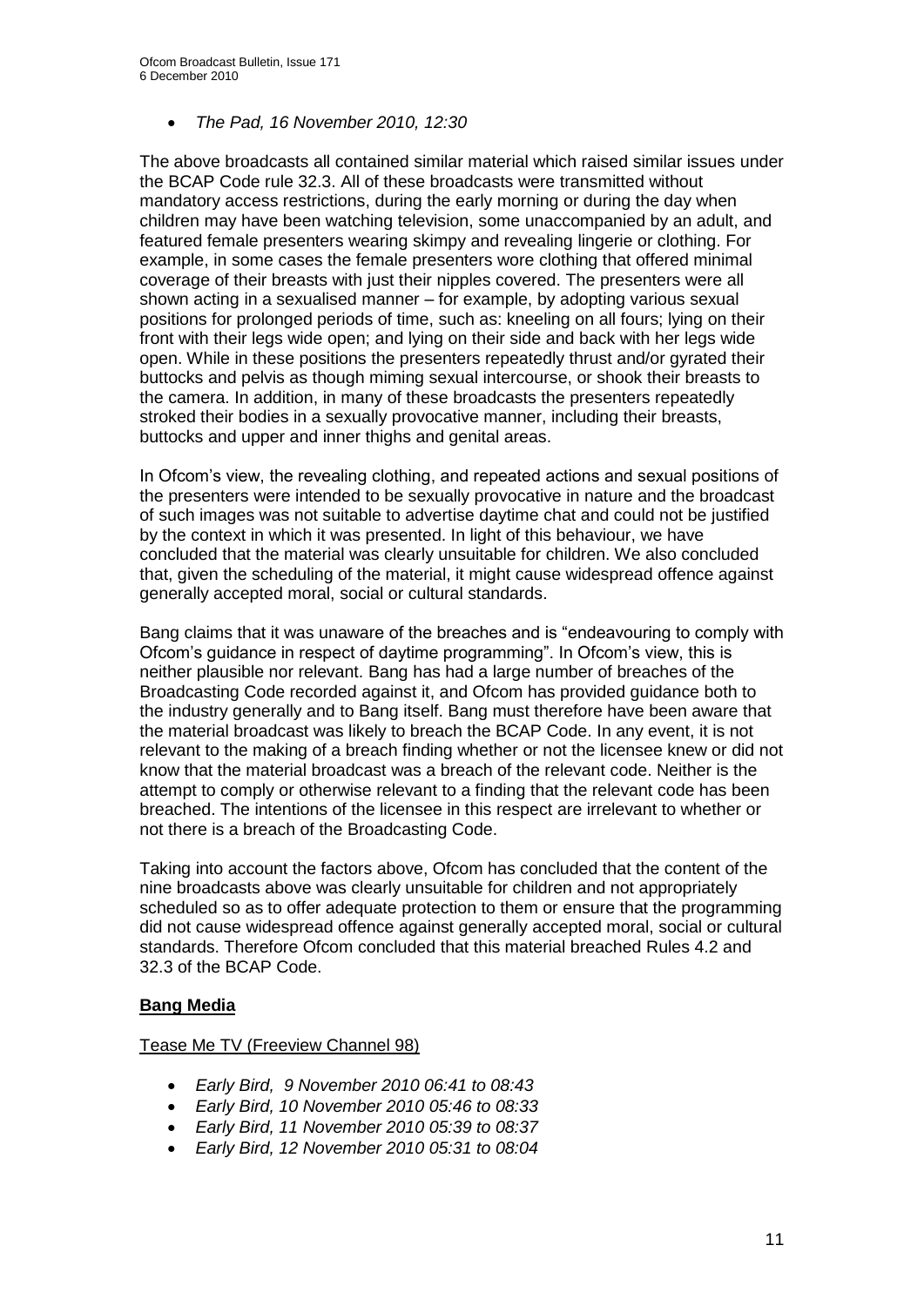- *The Pad, 16 November 2010, 12:30*

The above broadcasts all contained similar material which raised similar issues under the BCAP Code rule 32.3. All of these broadcasts were transmitted without mandatory access restrictions, during the early morning or during the day when children may have been watching television, some unaccompanied by an adult, and featured female presenters wearing skimpy and revealing lingerie or clothing. For example, in some cases the female presenters wore clothing that offered minimal coverage of their breasts with just their nipples covered. The presenters were all shown acting in a sexualised manner – for example, by adopting various sexual positions for prolonged periods of time, such as: kneeling on all fours; lying on their front with their legs wide open; and lying on their side and back with her legs wide open. While in these positions the presenters repeatedly thrust and/or gyrated their buttocks and pelvis as though miming sexual intercourse, or shook their breasts to the camera. In addition, in many of these broadcasts the presenters repeatedly stroked their bodies in a sexually provocative manner, including their breasts, buttocks and upper and inner thighs and genital areas.

In Ofcom's view, the revealing clothing, and repeated actions and sexual positions of the presenters were intended to be sexually provocative in nature and the broadcast of such images was not suitable to advertise daytime chat and could not be justified by the context in which it was presented. In light of this behaviour, we have concluded that the material was clearly unsuitable for children. We also concluded that, given the scheduling of the material, it might cause widespread offence against generally accepted moral, social or cultural standards.

Bang claims that it was unaware of the breaches and is "endeavouring to comply with Ofcom's guidance in respect of daytime programming". In Ofcom's view, this is neither plausible nor relevant. Bang has had a large number of breaches of the Broadcasting Code recorded against it, and Ofcom has provided guidance both to the industry generally and to Bang itself. Bang must therefore have been aware that the material broadcast was likely to breach the BCAP Code. In any event, it is not relevant to the making of a breach finding whether or not the licensee knew or did not know that the material broadcast was a breach of the relevant code. Neither is the attempt to comply or otherwise relevant to a finding that the relevant code has been breached. The intentions of the licensee in this respect are irrelevant to whether or not there is a breach of the Broadcasting Code.

Taking into account the factors above, Ofcom has concluded that the content of the nine broadcasts above was clearly unsuitable for children and not appropriately scheduled so as to offer adequate protection to them or ensure that the programming did not cause widespread offence against generally accepted moral, social or cultural standards. Therefore Ofcom concluded that this material breached Rules 4.2 and 32.3 of the BCAP Code.

**Bang Media**

Tease Me TV (Freeview Channel 98)

- *Early Bird, 9 November 2010 06:41 to 08:43*
- *Early Bird, 10 November 2010 05:46 to 08:33*
- *Early Bird, 11 November 2010 05:39 to 08:37*
- *Early Bird, 12 November 2010 05:31 to 08:04*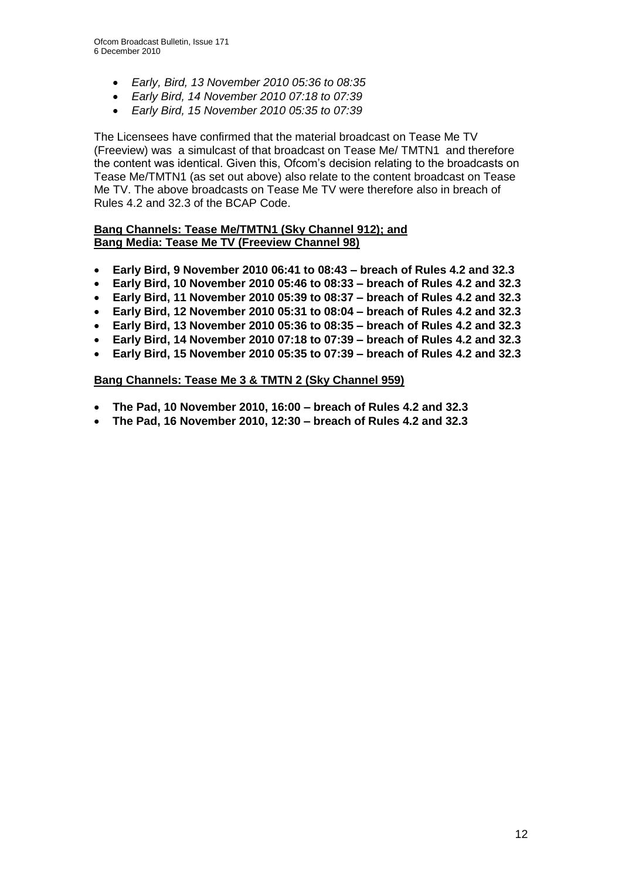- *Early, Bird, 13 November 2010 05:36 to 08:35*
- *Early Bird, 14 November 2010 07:18 to 07:39*
- *Early Bird, 15 November 2010 05:35 to 07:39*

The Licensees have confirmed that the material broadcast on Tease Me TV (Freeview) was a simulcast of that broadcast on Tease Me/ TMTN1 and therefore the content was identical. Given this, Ofcom's decision relating to the broadcasts on Tease Me/TMTN1 (as set out above) also relate to the content broadcast on Tease Me TV. The above broadcasts on Tease Me TV were therefore also in breach of Rules 4.2 and 32.3 of the BCAP Code.

**Bang Channels: Tease Me/TMTN1 (Sky Channel 912); and**
**Bang Media: Tease Me TV (Freeview Channel 98)**

- **Early Bird, 9 November 2010 06:41 to 08:43 – breach of Rules 4.2 and 32.3**
- **Early Bird, 10 November 2010 05:46 to 08:33 – breach of Rules 4.2 and 32.3**
- **Early Bird, 11 November 2010 05:39 to 08:37 – breach of Rules 4.2 and 32.3**
- **Early Bird, 12 November 2010 05:31 to 08:04 – breach of Rules 4.2 and 32.3**
- **Early Bird, 13 November 2010 05:36 to 08:35 – breach of Rules 4.2 and 32.3**
- **Early Bird, 14 November 2010 07:18 to 07:39 – breach of Rules 4.2 and 32.3**
- **Early Bird, 15 November 2010 05:35 to 07:39 – breach of Rules 4.2 and 32.3**

**Bang Channels: Tease Me 3 & TMTN 2 (Sky Channel 959)**

- **The Pad, 10 November 2010, 16:00 – breach of Rules 4.2 and 32.3**
- **The Pad, 16 November 2010, 12:30 – breach of Rules 4.2 and 32.3**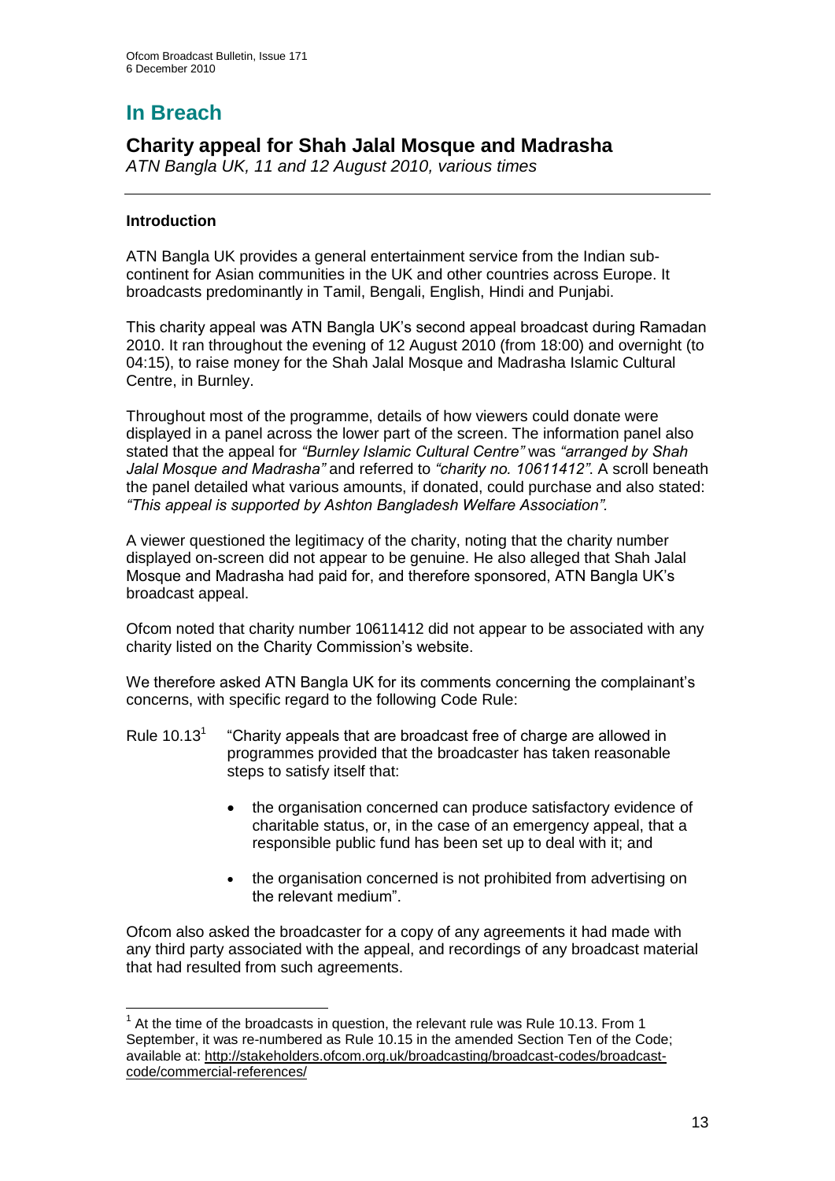# In Breach

## Charity appeal for Shah Jalal Mosque and Madrasha

*ATN Bangla UK, 11 and 12 August 2010, various times*

### Introduction

ATN Bangla UK provides a general entertainment service from the Indian sub-continent for Asian communities in the UK and other countries across Europe. It broadcasts predominantly in Tamil, Bengali, English, Hindi and Punjabi.

This charity appeal was ATN Bangla UK's second appeal broadcast during Ramadan 2010. It ran throughout the evening of 12 August 2010 (from 18:00) and overnight (to 04:15), to raise money for the Shah Jalal Mosque and Madrasha Islamic Cultural Centre, in Burnley.

Throughout most of the programme, details of how viewers could donate were displayed in a panel across the lower part of the screen. The information panel also stated that the appeal for *"Burnley Islamic Cultural Centre"* was *"arranged by Shah Jalal Mosque and Madrasha"* and referred to *"charity no. 10611412"*. A scroll beneath the panel detailed what various amounts, if donated, could purchase and also stated: *"This appeal is supported by Ashton Bangladesh Welfare Association".*

A viewer questioned the legitimacy of the charity, noting that the charity number displayed on-screen did not appear to be genuine. He also alleged that Shah Jalal Mosque and Madrasha had paid for, and therefore sponsored, ATN Bangla UK's broadcast appeal.

Ofcom noted that charity number 10611412 did not appear to be associated with any charity listed on the Charity Commission's website.

We therefore asked ATN Bangla UK for its comments concerning the complainant's concerns, with specific regard to the following Code Rule:

Rule 10.13[1] "Charity appeals that are broadcast free of charge are allowed in programmes provided that the broadcaster has taken reasonable steps to satisfy itself that:

- the organisation concerned can produce satisfactory evidence of charitable status, or, in the case of an emergency appeal, that a responsible public fund has been set up to deal with it; and
- the organisation concerned is not prohibited from advertising on the relevant medium".

Ofcom also asked the broadcaster for a copy of any agreements it had made with any third party associated with the appeal, and recordings of any broadcast material that had resulted from such agreements.

---

[1] At the time of the broadcasts in question, the relevant rule was Rule 10.13. From 1 September, it was re-numbered as Rule 10.15 in the amended Section Ten of the Code; available at: http://stakeholders.ofcom.org.uk/broadcasting/broadcast-codes/broadcast-code/commercial-references/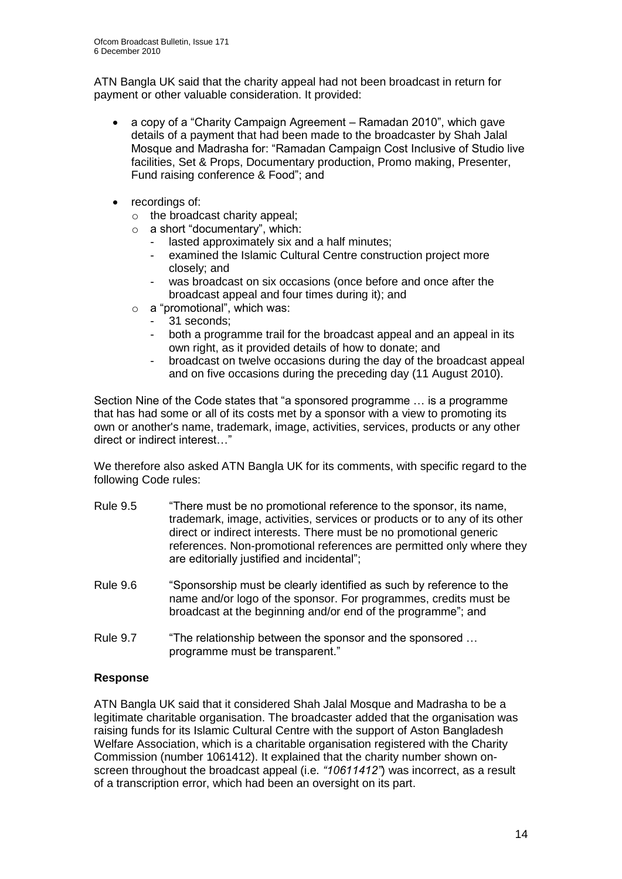ATN Bangla UK said that the charity appeal had not been broadcast in return for payment or other valuable consideration. It provided:

- a copy of a "Charity Campaign Agreement – Ramadan 2010", which gave details of a payment that had been made to the broadcaster by Shah Jalal Mosque and Madrasha for: "Ramadan Campaign Cost Inclusive of Studio live facilities, Set & Props, Documentary production, Promo making, Presenter, Fund raising conference & Food"; and
- recordings of:
  - the broadcast charity appeal;
  - a short "documentary", which:
    - lasted approximately six and a half minutes;
    - examined the Islamic Cultural Centre construction project more closely; and
    - was broadcast on six occasions (once before and once after the broadcast appeal and four times during it); and
  - a "promotional", which was:
    - 31 seconds;
    - both a programme trail for the broadcast appeal and an appeal in its own right, as it provided details of how to donate; and
    - broadcast on twelve occasions during the day of the broadcast appeal and on five occasions during the preceding day (11 August 2010).

Section Nine of the Code states that "a sponsored programme … is a programme that has had some or all of its costs met by a sponsor with a view to promoting its own or another's name, trademark, image, activities, services, products or any other direct or indirect interest…"

We therefore also asked ATN Bangla UK for its comments, with specific regard to the following Code rules:

Rule 9.5 "There must be no promotional reference to the sponsor, its name, trademark, image, activities, services or products or to any of its other direct or indirect interests. There must be no promotional generic references. Non-promotional references are permitted only where they are editorially justified and incidental";

Rule 9.6 "Sponsorship must be clearly identified as such by reference to the name and/or logo of the sponsor. For programmes, credits must be broadcast at the beginning and/or end of the programme"; and

Rule 9.7 "The relationship between the sponsor and the sponsored … programme must be transparent."

**Response**

ATN Bangla UK said that it considered Shah Jalal Mosque and Madrasha to be a legitimate charitable organisation. The broadcaster added that the organisation was raising funds for its Islamic Cultural Centre with the support of Aston Bangladesh Welfare Association, which is a charitable organisation registered with the Charity Commission (number 1061412). It explained that the charity number shown on-screen throughout the broadcast appeal (i.e. *"10611412"*) was incorrect, as a result of a transcription error, which had been an oversight on its part.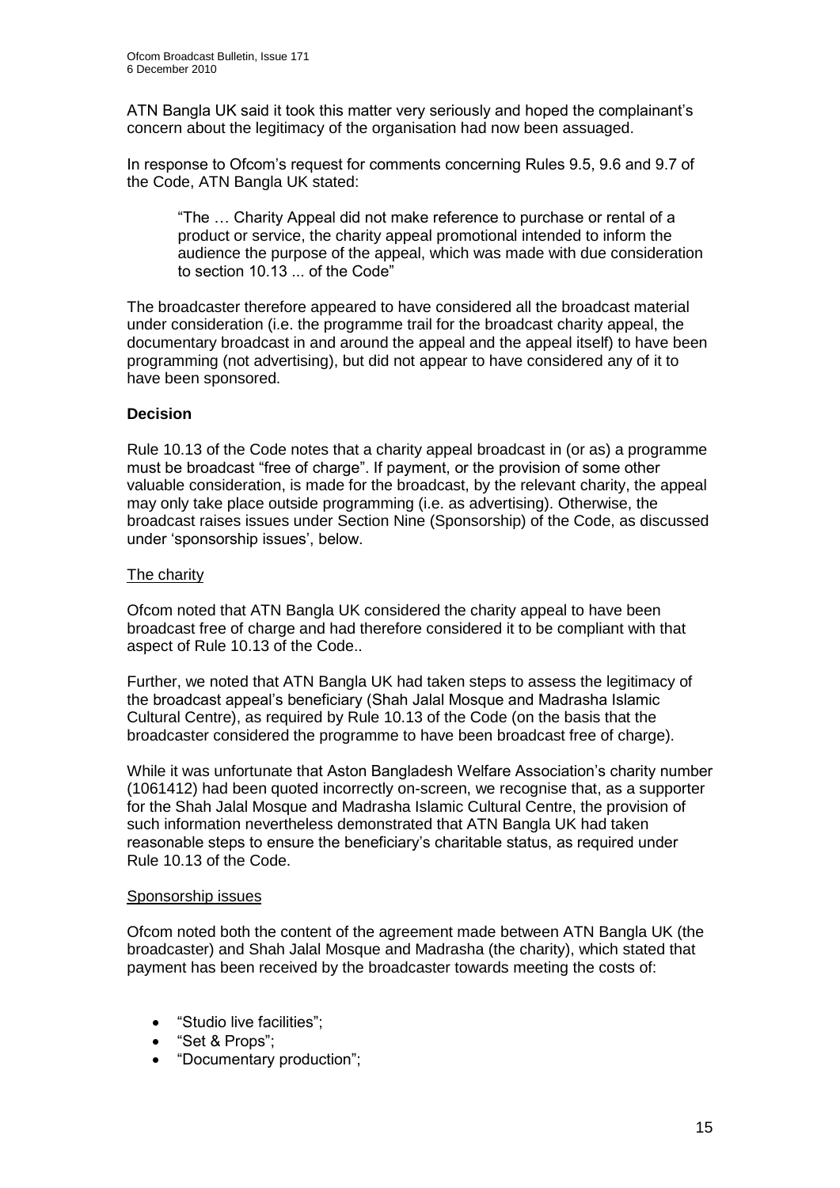ATN Bangla UK said it took this matter very seriously and hoped the complainant's concern about the legitimacy of the organisation had now been assuaged.

In response to Ofcom's request for comments concerning Rules 9.5, 9.6 and 9.7 of the Code, ATN Bangla UK stated:

> "The … Charity Appeal did not make reference to purchase or rental of a product or service, the charity appeal promotional intended to inform the audience the purpose of the appeal, which was made with due consideration to section 10.13 ... of the Code"

The broadcaster therefore appeared to have considered all the broadcast material under consideration (i.e. the programme trail for the broadcast charity appeal, the documentary broadcast in and around the appeal and the appeal itself) to have been programming (not advertising), but did not appear to have considered any of it to have been sponsored.

**Decision**

Rule 10.13 of the Code notes that a charity appeal broadcast in (or as) a programme must be broadcast "free of charge". If payment, or the provision of some other valuable consideration, is made for the broadcast, by the relevant charity, the appeal may only take place outside programming (i.e. as advertising). Otherwise, the broadcast raises issues under Section Nine (Sponsorship) of the Code, as discussed under 'sponsorship issues', below.

<u>The charity</u>

Ofcom noted that ATN Bangla UK considered the charity appeal to have been broadcast free of charge and had therefore considered it to be compliant with that aspect of Rule 10.13 of the Code..

Further, we noted that ATN Bangla UK had taken steps to assess the legitimacy of the broadcast appeal's beneficiary (Shah Jalal Mosque and Madrasha Islamic Cultural Centre), as required by Rule 10.13 of the Code (on the basis that the broadcaster considered the programme to have been broadcast free of charge).

While it was unfortunate that Aston Bangladesh Welfare Association's charity number (1061412) had been quoted incorrectly on-screen, we recognise that, as a supporter for the Shah Jalal Mosque and Madrasha Islamic Cultural Centre, the provision of such information nevertheless demonstrated that ATN Bangla UK had taken reasonable steps to ensure the beneficiary's charitable status, as required under Rule 10.13 of the Code.

<u>Sponsorship issues</u>

Ofcom noted both the content of the agreement made between ATN Bangla UK (the broadcaster) and Shah Jalal Mosque and Madrasha (the charity), which stated that payment has been received by the broadcaster towards meeting the costs of:

- "Studio live facilities";
- "Set & Props";
- "Documentary production";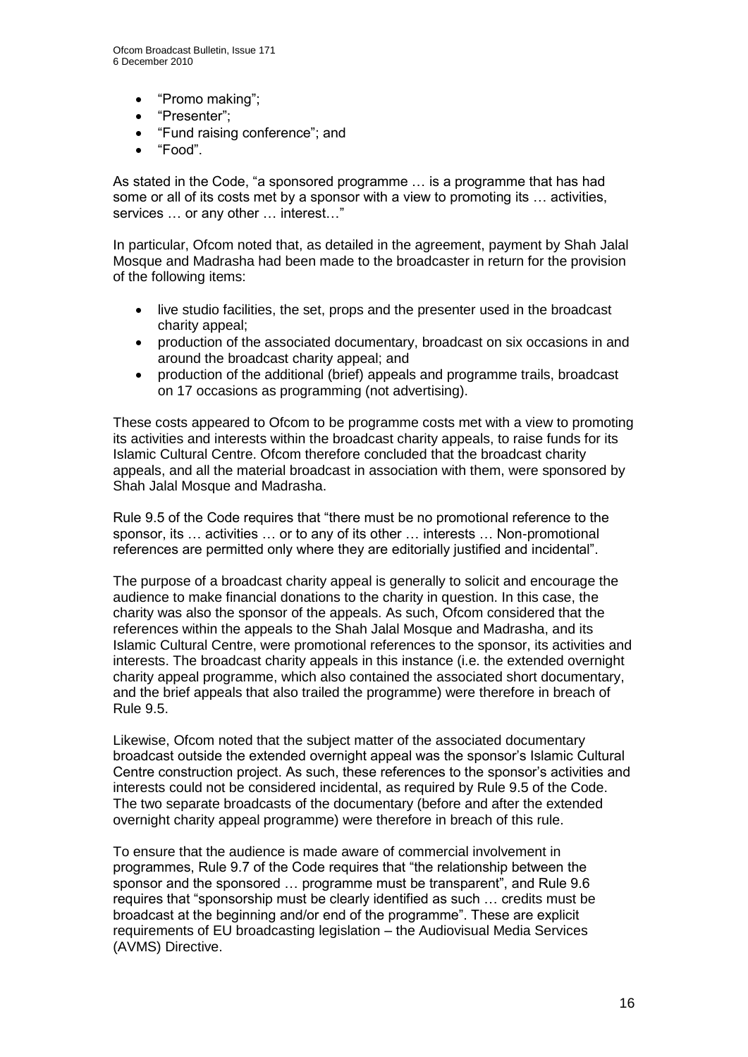- "Promo making";
- "Presenter";
- "Fund raising conference"; and
- "Food".

As stated in the Code, "a sponsored programme … is a programme that has had some or all of its costs met by a sponsor with a view to promoting its … activities, services … or any other … interest…"

In particular, Ofcom noted that, as detailed in the agreement, payment by Shah Jalal Mosque and Madrasha had been made to the broadcaster in return for the provision of the following items:

- live studio facilities, the set, props and the presenter used in the broadcast charity appeal;
- production of the associated documentary, broadcast on six occasions in and around the broadcast charity appeal; and
- production of the additional (brief) appeals and programme trails, broadcast on 17 occasions as programming (not advertising).

These costs appeared to Ofcom to be programme costs met with a view to promoting its activities and interests within the broadcast charity appeals, to raise funds for its Islamic Cultural Centre. Ofcom therefore concluded that the broadcast charity appeals, and all the material broadcast in association with them, were sponsored by Shah Jalal Mosque and Madrasha.

Rule 9.5 of the Code requires that "there must be no promotional reference to the sponsor, its … activities … or to any of its other … interests … Non-promotional references are permitted only where they are editorially justified and incidental".

The purpose of a broadcast charity appeal is generally to solicit and encourage the audience to make financial donations to the charity in question. In this case, the charity was also the sponsor of the appeals. As such, Ofcom considered that the references within the appeals to the Shah Jalal Mosque and Madrasha, and its Islamic Cultural Centre, were promotional references to the sponsor, its activities and interests. The broadcast charity appeals in this instance (i.e. the extended overnight charity appeal programme, which also contained the associated short documentary, and the brief appeals that also trailed the programme) were therefore in breach of Rule 9.5.

Likewise, Ofcom noted that the subject matter of the associated documentary broadcast outside the extended overnight appeal was the sponsor's Islamic Cultural Centre construction project. As such, these references to the sponsor's activities and interests could not be considered incidental, as required by Rule 9.5 of the Code. The two separate broadcasts of the documentary (before and after the extended overnight charity appeal programme) were therefore in breach of this rule.

To ensure that the audience is made aware of commercial involvement in programmes, Rule 9.7 of the Code requires that "the relationship between the sponsor and the sponsored … programme must be transparent", and Rule 9.6 requires that "sponsorship must be clearly identified as such … credits must be broadcast at the beginning and/or end of the programme". These are explicit requirements of EU broadcasting legislation – the Audiovisual Media Services (AVMS) Directive.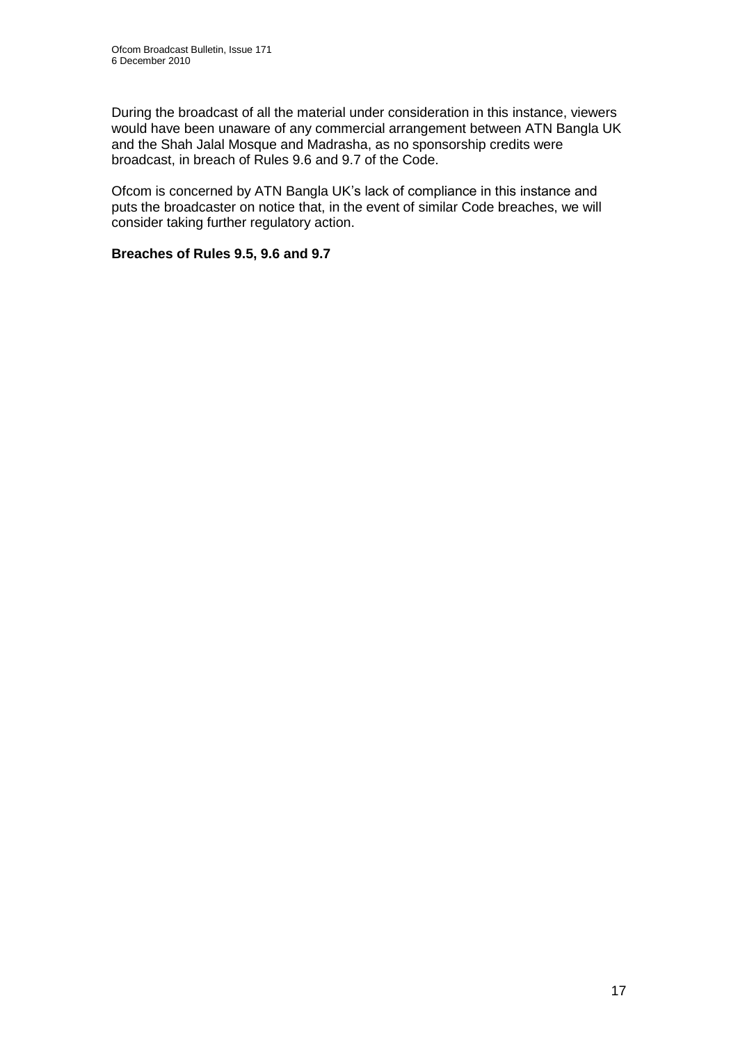During the broadcast of all the material under consideration in this instance, viewers would have been unaware of any commercial arrangement between ATN Bangla UK and the Shah Jalal Mosque and Madrasha, as no sponsorship credits were broadcast, in breach of Rules 9.6 and 9.7 of the Code.

Ofcom is concerned by ATN Bangla UK's lack of compliance in this instance and puts the broadcaster on notice that, in the event of similar Code breaches, we will consider taking further regulatory action.

**Breaches of Rules 9.5, 9.6 and 9.7**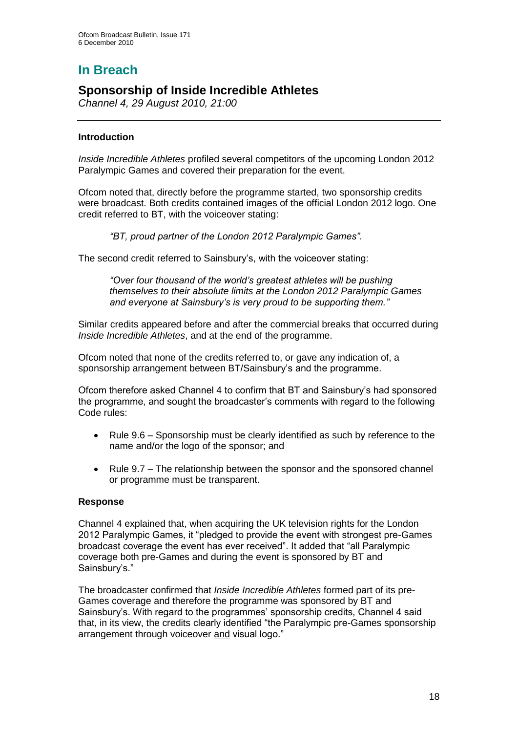# In Breach

## Sponsorship of Inside Incredible Athletes

*Channel 4, 29 August 2010, 21:00*

---

### Introduction

*Inside Incredible Athletes* profiled several competitors of the upcoming London 2012 Paralympic Games and covered their preparation for the event.

Ofcom noted that, directly before the programme started, two sponsorship credits were broadcast. Both credits contained images of the official London 2012 logo. One credit referred to BT, with the voiceover stating:

> *"BT, proud partner of the London 2012 Paralympic Games"*.

The second credit referred to Sainsbury's, with the voiceover stating:

> *"Over four thousand of the world's greatest athletes will be pushing themselves to their absolute limits at the London 2012 Paralympic Games and everyone at Sainsbury's is very proud to be supporting them."*

Similar credits appeared before and after the commercial breaks that occurred during *Inside Incredible Athletes*, and at the end of the programme.

Ofcom noted that none of the credits referred to, or gave any indication of, a sponsorship arrangement between BT/Sainsbury's and the programme.

Ofcom therefore asked Channel 4 to confirm that BT and Sainsbury's had sponsored the programme, and sought the broadcaster's comments with regard to the following Code rules:

- Rule 9.6 – Sponsorship must be clearly identified as such by reference to the name and/or the logo of the sponsor; and
- Rule 9.7 – The relationship between the sponsor and the sponsored channel or programme must be transparent.

### Response

Channel 4 explained that, when acquiring the UK television rights for the London 2012 Paralympic Games, it "pledged to provide the event with strongest pre-Games broadcast coverage the event has ever received". It added that "all Paralympic coverage both pre-Games and during the event is sponsored by BT and Sainsbury's."

The broadcaster confirmed that *Inside Incredible Athletes* formed part of its pre-Games coverage and therefore the programme was sponsored by BT and Sainsbury's. With regard to the programmes' sponsorship credits, Channel 4 said that, in its view, the credits clearly identified "the Paralympic pre-Games sponsorship arrangement through voiceover and visual logo."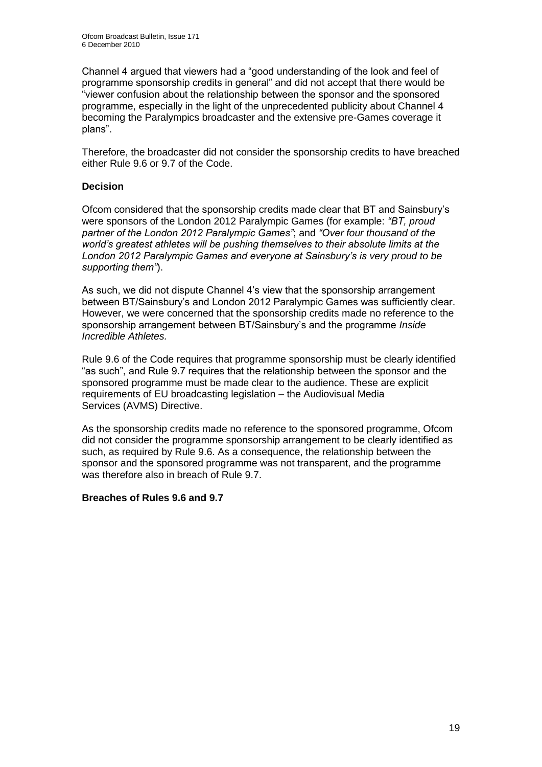Channel 4 argued that viewers had a "good understanding of the look and feel of programme sponsorship credits in general" and did not accept that there would be "viewer confusion about the relationship between the sponsor and the sponsored programme, especially in the light of the unprecedented publicity about Channel 4 becoming the Paralympics broadcaster and the extensive pre-Games coverage it plans".

Therefore, the broadcaster did not consider the sponsorship credits to have breached either Rule 9.6 or 9.7 of the Code.

**Decision**

Ofcom considered that the sponsorship credits made clear that BT and Sainsbury's were sponsors of the London 2012 Paralympic Games (for example: *"BT, proud partner of the London 2012 Paralympic Games"*; and *"Over four thousand of the world's greatest athletes will be pushing themselves to their absolute limits at the London 2012 Paralympic Games and everyone at Sainsbury's is very proud to be supporting them"*).

As such, we did not dispute Channel 4's view that the sponsorship arrangement between BT/Sainsbury's and London 2012 Paralympic Games was sufficiently clear. However, we were concerned that the sponsorship credits made no reference to the sponsorship arrangement between BT/Sainsbury's and the programme *Inside Incredible Athletes.*

Rule 9.6 of the Code requires that programme sponsorship must be clearly identified "as such", and Rule 9.7 requires that the relationship between the sponsor and the sponsored programme must be made clear to the audience. These are explicit requirements of EU broadcasting legislation – the Audiovisual Media Services (AVMS) Directive.

As the sponsorship credits made no reference to the sponsored programme, Ofcom did not consider the programme sponsorship arrangement to be clearly identified as such, as required by Rule 9.6. As a consequence, the relationship between the sponsor and the sponsored programme was not transparent, and the programme was therefore also in breach of Rule 9.7.

**Breaches of Rules 9.6 and 9.7**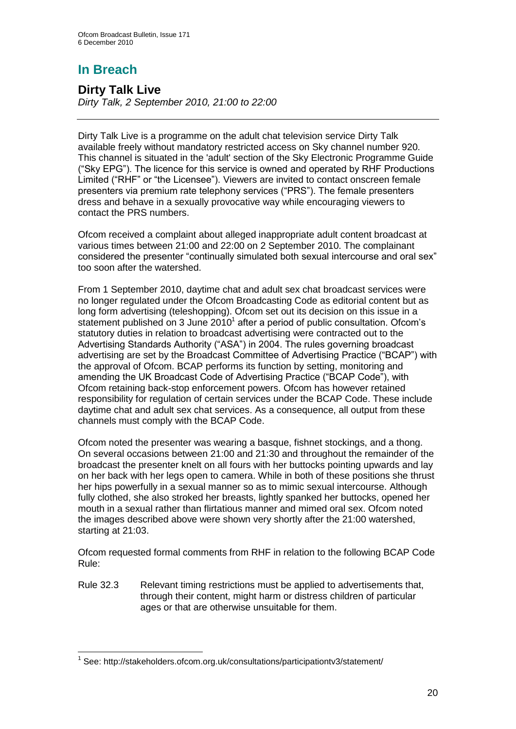# In Breach

## Dirty Talk Live

*Dirty Talk, 2 September 2010, 21:00 to 22:00*

---

Dirty Talk Live is a programme on the adult chat television service Dirty Talk available freely without mandatory restricted access on Sky channel number 920. This channel is situated in the 'adult' section of the Sky Electronic Programme Guide ("Sky EPG"). The licence for this service is owned and operated by RHF Productions Limited ("RHF" or "the Licensee"). Viewers are invited to contact onscreen female presenters via premium rate telephony services ("PRS"). The female presenters dress and behave in a sexually provocative way while encouraging viewers to contact the PRS numbers.

Ofcom received a complaint about alleged inappropriate adult content broadcast at various times between 21:00 and 22:00 on 2 September 2010. The complainant considered the presenter "continually simulated both sexual intercourse and oral sex" too soon after the watershed.

From 1 September 2010, daytime chat and adult sex chat broadcast services were no longer regulated under the Ofcom Broadcasting Code as editorial content but as long form advertising (teleshopping). Ofcom set out its decision on this issue in a statement published on 3 June 2010[1] after a period of public consultation. Ofcom's statutory duties in relation to broadcast advertising were contracted out to the Advertising Standards Authority ("ASA") in 2004. The rules governing broadcast advertising are set by the Broadcast Committee of Advertising Practice ("BCAP") with the approval of Ofcom. BCAP performs its function by setting, monitoring and amending the UK Broadcast Code of Advertising Practice ("BCAP Code"), with Ofcom retaining back-stop enforcement powers. Ofcom has however retained responsibility for regulation of certain services under the BCAP Code. These include daytime chat and adult sex chat services. As a consequence, all output from these channels must comply with the BCAP Code.

Ofcom noted the presenter was wearing a basque, fishnet stockings, and a thong. On several occasions between 21:00 and 21:30 and throughout the remainder of the broadcast the presenter knelt on all fours with her buttocks pointing upwards and lay on her back with her legs open to camera. While in both of these positions she thrust her hips powerfully in a sexual manner so as to mimic sexual intercourse. Although fully clothed, she also stroked her breasts, lightly spanked her buttocks, opened her mouth in a sexual rather than flirtatious manner and mimed oral sex. Ofcom noted the images described above were shown very shortly after the 21:00 watershed, starting at 21:03.

Ofcom requested formal comments from RHF in relation to the following BCAP Code Rule:

Rule 32.3 Relevant timing restrictions must be applied to advertisements that, through their content, might harm or distress children of particular ages or that are otherwise unsuitable for them.

---

[1] See: http://stakeholders.ofcom.org.uk/consultations/participationtv3/statement/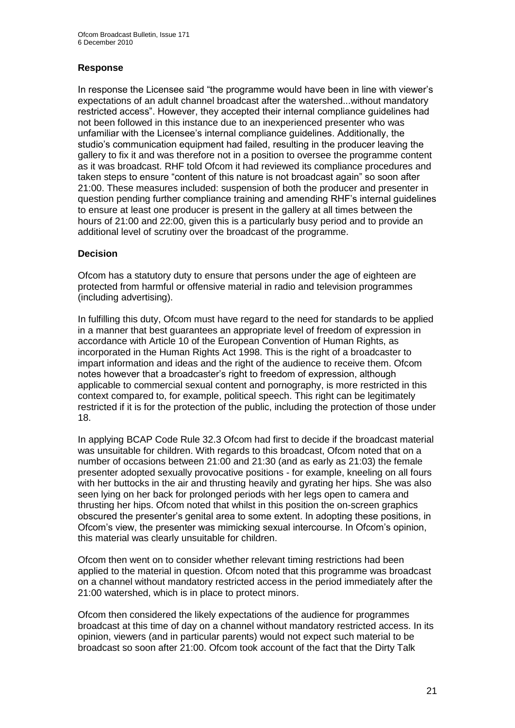### Response

In response the Licensee said "the programme would have been in line with viewer's expectations of an adult channel broadcast after the watershed...without mandatory restricted access". However, they accepted their internal compliance guidelines had not been followed in this instance due to an inexperienced presenter who was unfamiliar with the Licensee's internal compliance guidelines. Additionally, the studio's communication equipment had failed, resulting in the producer leaving the gallery to fix it and was therefore not in a position to oversee the programme content as it was broadcast. RHF told Ofcom it had reviewed its compliance procedures and taken steps to ensure "content of this nature is not broadcast again" so soon after 21:00. These measures included: suspension of both the producer and presenter in question pending further compliance training and amending RHF's internal guidelines to ensure at least one producer is present in the gallery at all times between the hours of 21:00 and 22:00, given this is a particularly busy period and to provide an additional level of scrutiny over the broadcast of the programme.

### Decision

Ofcom has a statutory duty to ensure that persons under the age of eighteen are protected from harmful or offensive material in radio and television programmes (including advertising).

In fulfilling this duty, Ofcom must have regard to the need for standards to be applied in a manner that best guarantees an appropriate level of freedom of expression in accordance with Article 10 of the European Convention of Human Rights, as incorporated in the Human Rights Act 1998. This is the right of a broadcaster to impart information and ideas and the right of the audience to receive them. Ofcom notes however that a broadcaster's right to freedom of expression, although applicable to commercial sexual content and pornography, is more restricted in this context compared to, for example, political speech. This right can be legitimately restricted if it is for the protection of the public, including the protection of those under 18.

In applying BCAP Code Rule 32.3 Ofcom had first to decide if the broadcast material was unsuitable for children. With regards to this broadcast, Ofcom noted that on a number of occasions between 21:00 and 21:30 (and as early as 21:03) the female presenter adopted sexually provocative positions - for example, kneeling on all fours with her buttocks in the air and thrusting heavily and gyrating her hips. She was also seen lying on her back for prolonged periods with her legs open to camera and thrusting her hips. Ofcom noted that whilst in this position the on-screen graphics obscured the presenter's genital area to some extent. In adopting these positions, in Ofcom's view, the presenter was mimicking sexual intercourse. In Ofcom's opinion, this material was clearly unsuitable for children.

Ofcom then went on to consider whether relevant timing restrictions had been applied to the material in question. Ofcom noted that this programme was broadcast on a channel without mandatory restricted access in the period immediately after the 21:00 watershed, which is in place to protect minors.

Ofcom then considered the likely expectations of the audience for programmes broadcast at this time of day on a channel without mandatory restricted access. In its opinion, viewers (and in particular parents) would not expect such material to be broadcast so soon after 21:00. Ofcom took account of the fact that the Dirty Talk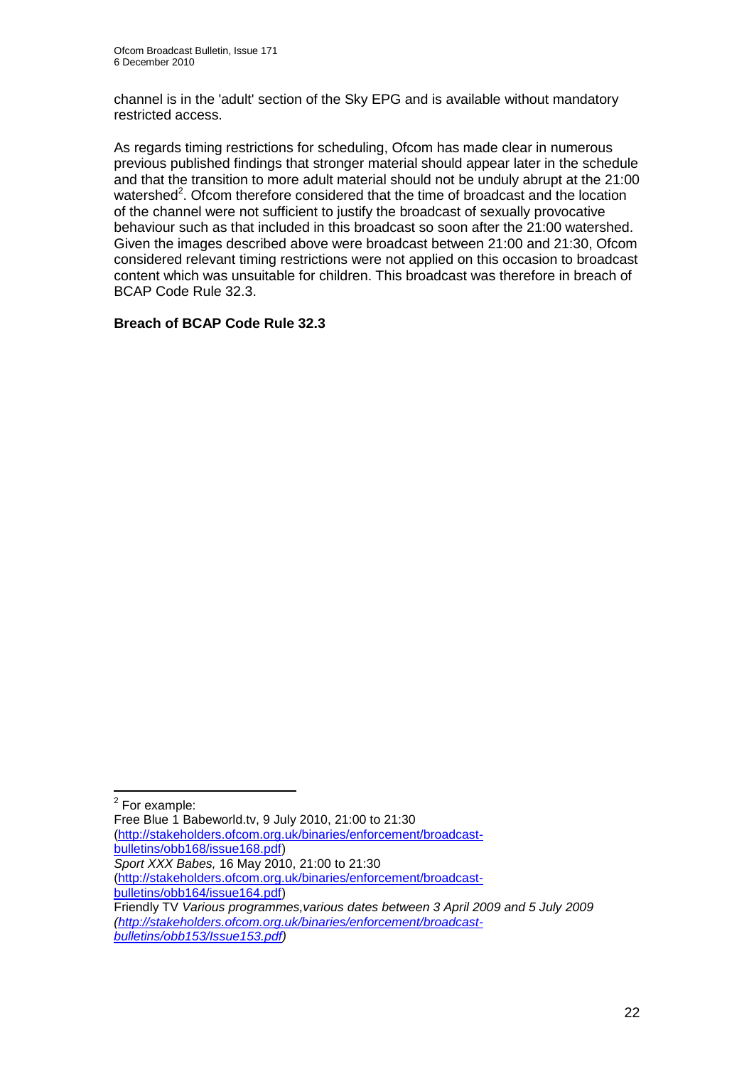channel is in the 'adult' section of the Sky EPG and is available without mandatory restricted access.

As regards timing restrictions for scheduling, Ofcom has made clear in numerous previous published findings that stronger material should appear later in the schedule and that the transition to more adult material should not be unduly abrupt at the 21:00 watershed[2]. Ofcom therefore considered that the time of broadcast and the location of the channel were not sufficient to justify the broadcast of sexually provocative behaviour such as that included in this broadcast so soon after the 21:00 watershed. Given the images described above were broadcast between 21:00 and 21:30, Ofcom considered relevant timing restrictions were not applied on this occasion to broadcast content which was unsuitable for children. This broadcast was therefore in breach of BCAP Code Rule 32.3.

**Breach of BCAP Code Rule 32.3**

---

[2] For example:
Free Blue 1 Babeworld.tv, 9 July 2010, 21:00 to 21:30 (http://stakeholders.ofcom.org.uk/binaries/enforcement/broadcast-bulletins/obb168/issue168.pdf)
*Sport XXX Babes,* 16 May 2010, 21:00 to 21:30 (http://stakeholders.ofcom.org.uk/binaries/enforcement/broadcast-bulletins/obb164/issue164.pdf)
Friendly TV *Various programmes,various dates between 3 April 2009 and 5 July 2009 (http://stakeholders.ofcom.org.uk/binaries/enforcement/broadcast-bulletins/obb153/Issue153.pdf)*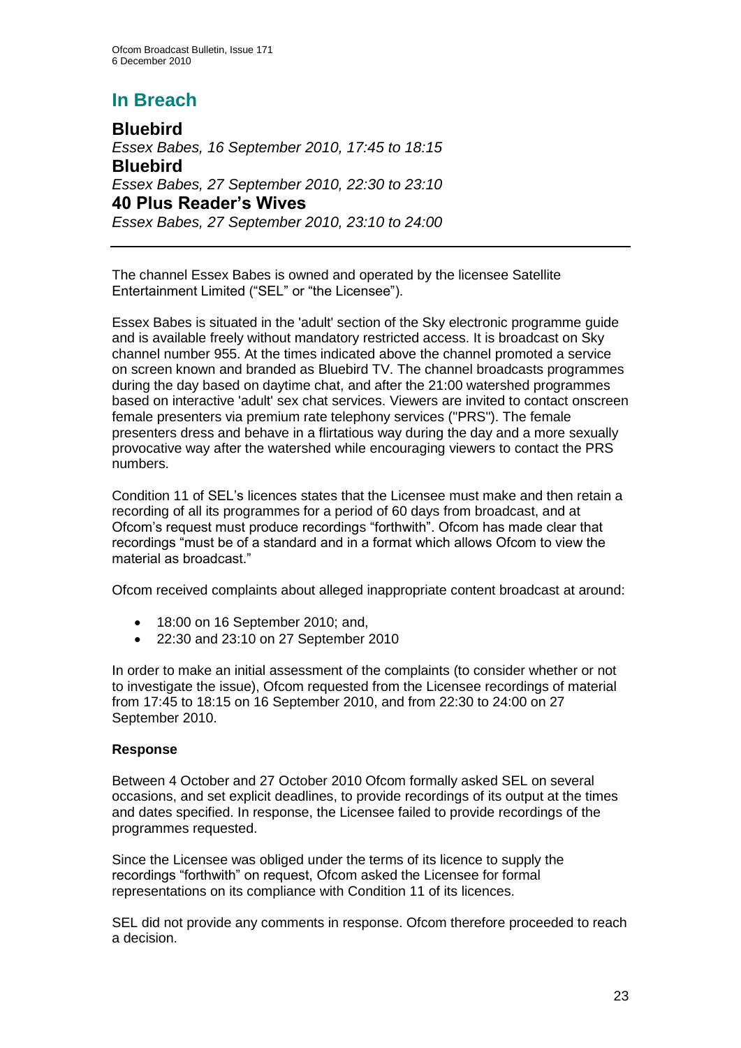# In Breach

**Bluebird**

*Essex Babes, 16 September 2010, 17:45 to 18:15*

**Bluebird**

*Essex Babes, 27 September 2010, 22:30 to 23:10*

**40 Plus Reader's Wives**

*Essex Babes, 27 September 2010, 23:10 to 24:00*

---

The channel Essex Babes is owned and operated by the licensee Satellite Entertainment Limited ("SEL" or "the Licensee").

Essex Babes is situated in the 'adult' section of the Sky electronic programme guide and is available freely without mandatory restricted access. It is broadcast on Sky channel number 955. At the times indicated above the channel promoted a service on screen known and branded as Bluebird TV. The channel broadcasts programmes during the day based on daytime chat, and after the 21:00 watershed programmes based on interactive 'adult' sex chat services. Viewers are invited to contact onscreen female presenters via premium rate telephony services ("PRS"). The female presenters dress and behave in a flirtatious way during the day and a more sexually provocative way after the watershed while encouraging viewers to contact the PRS numbers.

Condition 11 of SEL's licences states that the Licensee must make and then retain a recording of all its programmes for a period of 60 days from broadcast, and at Ofcom's request must produce recordings "forthwith". Ofcom has made clear that recordings "must be of a standard and in a format which allows Ofcom to view the material as broadcast."

Ofcom received complaints about alleged inappropriate content broadcast at around:

- 18:00 on 16 September 2010; and,
- 22:30 and 23:10 on 27 September 2010

In order to make an initial assessment of the complaints (to consider whether or not to investigate the issue), Ofcom requested from the Licensee recordings of material from 17:45 to 18:15 on 16 September 2010, and from 22:30 to 24:00 on 27 September 2010.

**Response**

Between 4 October and 27 October 2010 Ofcom formally asked SEL on several occasions, and set explicit deadlines, to provide recordings of its output at the times and dates specified. In response, the Licensee failed to provide recordings of the programmes requested.

Since the Licensee was obliged under the terms of its licence to supply the recordings "forthwith" on request, Ofcom asked the Licensee for formal representations on its compliance with Condition 11 of its licences.

SEL did not provide any comments in response. Ofcom therefore proceeded to reach a decision.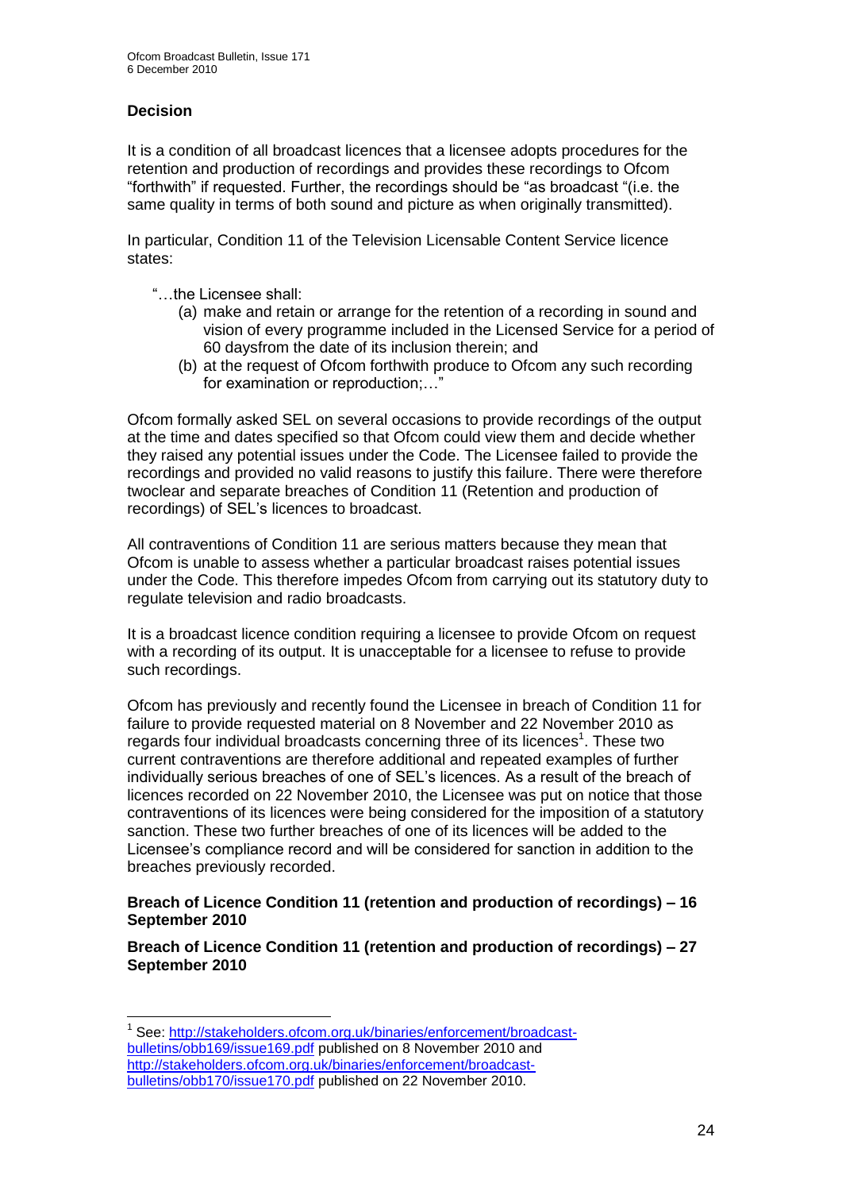## Decision

It is a condition of all broadcast licences that a licensee adopts procedures for the retention and production of recordings and provides these recordings to Ofcom "forthwith" if requested. Further, the recordings should be "as broadcast "(i.e. the same quality in terms of both sound and picture as when originally transmitted).

In particular, Condition 11 of the Television Licensable Content Service licence states:

"…the Licensee shall:

(a) make and retain or arrange for the retention of a recording in sound and vision of every programme included in the Licensed Service for a period of 60 daysfrom the date of its inclusion therein; and
(b) at the request of Ofcom forthwith produce to Ofcom any such recording for examination or reproduction;…"

Ofcom formally asked SEL on several occasions to provide recordings of the output at the time and dates specified so that Ofcom could view them and decide whether they raised any potential issues under the Code. The Licensee failed to provide the recordings and provided no valid reasons to justify this failure. There were therefore twoclear and separate breaches of Condition 11 (Retention and production of recordings) of SEL's licences to broadcast.

All contraventions of Condition 11 are serious matters because they mean that Ofcom is unable to assess whether a particular broadcast raises potential issues under the Code. This therefore impedes Ofcom from carrying out its statutory duty to regulate television and radio broadcasts.

It is a broadcast licence condition requiring a licensee to provide Ofcom on request with a recording of its output. It is unacceptable for a licensee to refuse to provide such recordings.

Ofcom has previously and recently found the Licensee in breach of Condition 11 for failure to provide requested material on 8 November and 22 November 2010 as regards four individual broadcasts concerning three of its licences[1]. These two current contraventions are therefore additional and repeated examples of further individually serious breaches of one of SEL's licences. As a result of the breach of licences recorded on 22 November 2010, the Licensee was put on notice that those contraventions of its licences were being considered for the imposition of a statutory sanction. These two further breaches of one of its licences will be added to the Licensee's compliance record and will be considered for sanction in addition to the breaches previously recorded.

**Breach of Licence Condition 11 (retention and production of recordings) – 16 September 2010**

**Breach of Licence Condition 11 (retention and production of recordings) – 27 September 2010**

---

[1] See: http://stakeholders.ofcom.org.uk/binaries/enforcement/broadcast-bulletins/obb169/issue169.pdf published on 8 November 2010 and http://stakeholders.ofcom.org.uk/binaries/enforcement/broadcast-bulletins/obb170/issue170.pdf published on 22 November 2010.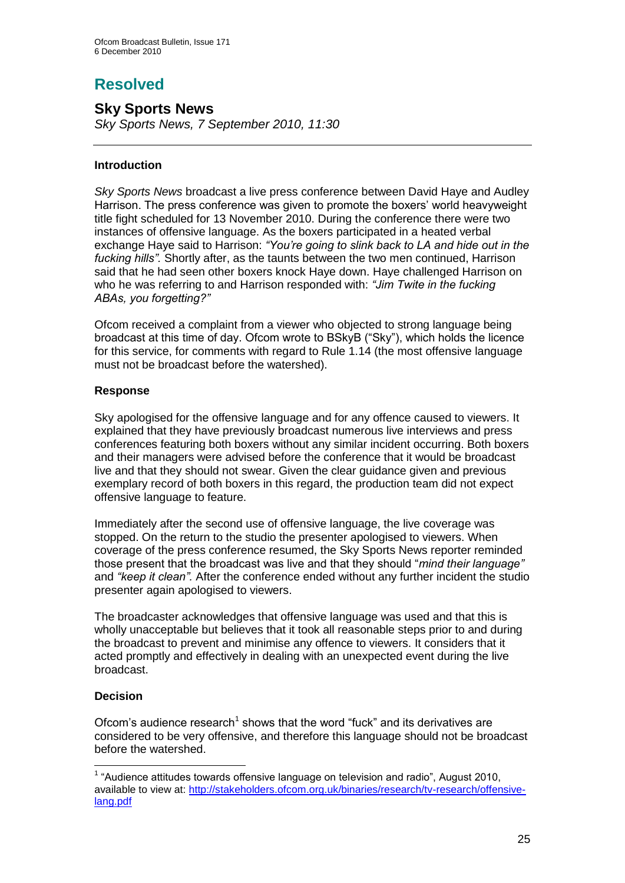# Resolved

## Sky Sports News

*Sky Sports News, 7 September 2010, 11:30*

---

### Introduction

*Sky Sports News* broadcast a live press conference between David Haye and Audley Harrison. The press conference was given to promote the boxers' world heavyweight title fight scheduled for 13 November 2010. During the conference there were two instances of offensive language. As the boxers participated in a heated verbal exchange Haye said to Harrison: *"You're going to slink back to LA and hide out in the fucking hills".* Shortly after, as the taunts between the two men continued, Harrison said that he had seen other boxers knock Haye down. Haye challenged Harrison on who he was referring to and Harrison responded with: *"Jim Twite in the fucking ABAs, you forgetting?"*

Ofcom received a complaint from a viewer who objected to strong language being broadcast at this time of day. Ofcom wrote to BSkyB ("Sky"), which holds the licence for this service, for comments with regard to Rule 1.14 (the most offensive language must not be broadcast before the watershed).

### Response

Sky apologised for the offensive language and for any offence caused to viewers. It explained that they have previously broadcast numerous live interviews and press conferences featuring both boxers without any similar incident occurring. Both boxers and their managers were advised before the conference that it would be broadcast live and that they should not swear. Given the clear guidance given and previous exemplary record of both boxers in this regard, the production team did not expect offensive language to feature.

Immediately after the second use of offensive language, the live coverage was stopped. On the return to the studio the presenter apologised to viewers. When coverage of the press conference resumed, the Sky Sports News reporter reminded those present that the broadcast was live and that they should "*mind their language"* and *"keep it clean".* After the conference ended without any further incident the studio presenter again apologised to viewers.

The broadcaster acknowledges that offensive language was used and that this is wholly unacceptable but believes that it took all reasonable steps prior to and during the broadcast to prevent and minimise any offence to viewers. It considers that it acted promptly and effectively in dealing with an unexpected event during the live broadcast.

### Decision

Ofcom's audience research[1] shows that the word "fuck" and its derivatives are considered to be very offensive, and therefore this language should not be broadcast before the watershed.

---

[1] "Audience attitudes towards offensive language on television and radio", August 2010, available to view at: http://stakeholders.ofcom.org.uk/binaries/research/tv-research/offensive-lang.pdf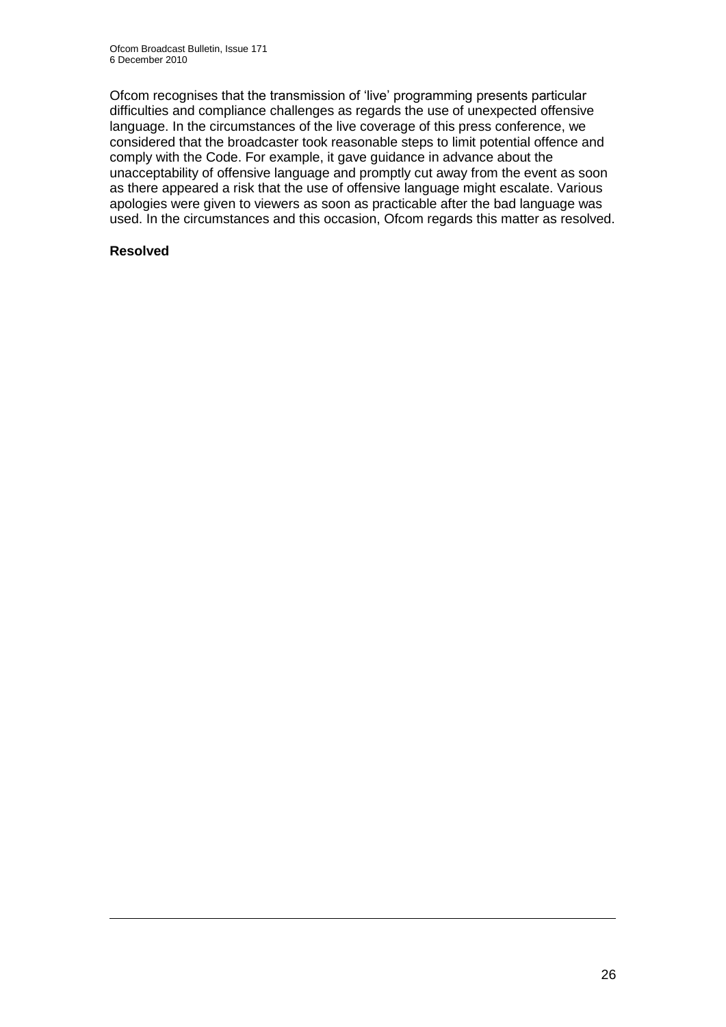Ofcom recognises that the transmission of 'live' programming presents particular difficulties and compliance challenges as regards the use of unexpected offensive language. In the circumstances of the live coverage of this press conference, we considered that the broadcaster took reasonable steps to limit potential offence and comply with the Code. For example, it gave guidance in advance about the unacceptability of offensive language and promptly cut away from the event as soon as there appeared a risk that the use of offensive language might escalate. Various apologies were given to viewers as soon as practicable after the bad language was used. In the circumstances and this occasion, Ofcom regards this matter as resolved.

**Resolved**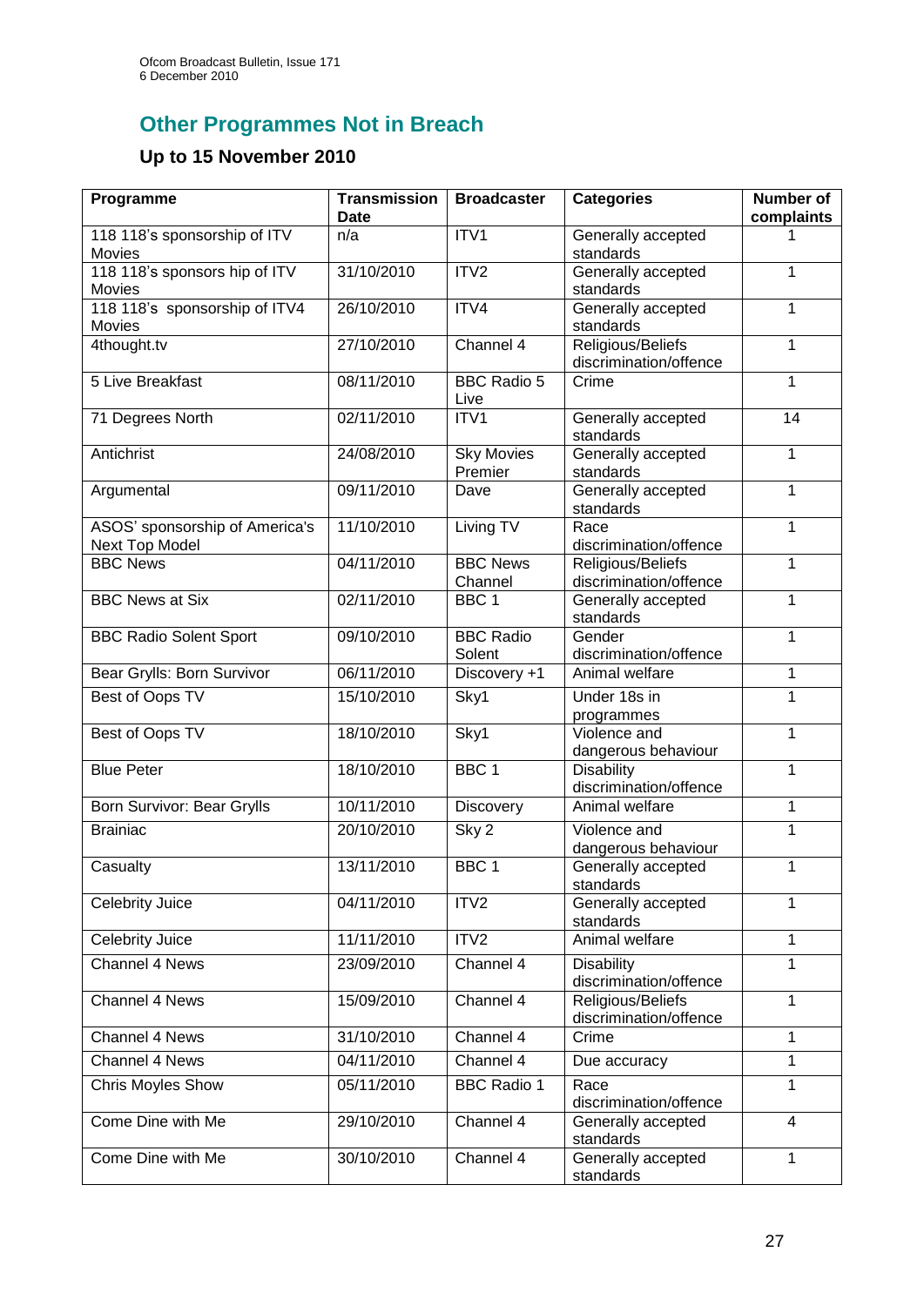## Other Programmes Not in Breach

### Up to 15 November 2010

| Programme | Transmission Date | Broadcaster | Categories | Number of complaints |
|---|---|---|---|---|
| 118 118's sponsorship of ITV Movies | n/a | ITV1 | Generally accepted standards | 1 |
| 118 118's sponsors hip of ITV Movies | 31/10/2010 | ITV2 | Generally accepted standards | 1 |
| 118 118's sponsorship of ITV4 Movies | 26/10/2010 | ITV4 | Generally accepted standards | 1 |
| 4thought.tv | 27/10/2010 | Channel 4 | Religious/Beliefs discrimination/offence | 1 |
| 5 Live Breakfast | 08/11/2010 | BBC Radio 5 Live | Crime | 1 |
| 71 Degrees North | 02/11/2010 | ITV1 | Generally accepted standards | 14 |
| Antichrist | 24/08/2010 | Sky Movies Premier | Generally accepted standards | 1 |
| Argumental | 09/11/2010 | Dave | Generally accepted standards | 1 |
| ASOS' sponsorship of America's Next Top Model | 11/10/2010 | Living TV | Race discrimination/offence | 1 |
| BBC News | 04/11/2010 | BBC News Channel | Religious/Beliefs discrimination/offence | 1 |
| BBC News at Six | 02/11/2010 | BBC 1 | Generally accepted standards | 1 |
| BBC Radio Solent Sport | 09/10/2010 | BBC Radio Solent | Gender discrimination/offence | 1 |
| Bear Grylls: Born Survivor | 06/11/2010 | Discovery +1 | Animal welfare | 1 |
| Best of Oops TV | 15/10/2010 | Sky1 | Under 18s in programmes | 1 |
| Best of Oops TV | 18/10/2010 | Sky1 | Violence and dangerous behaviour | 1 |
| Blue Peter | 18/10/2010 | BBC 1 | Disability discrimination/offence | 1 |
| Born Survivor: Bear Grylls | 10/11/2010 | Discovery | Animal welfare | 1 |
| Brainiac | 20/10/2010 | Sky 2 | Violence and dangerous behaviour | 1 |
| Casualty | 13/11/2010 | BBC 1 | Generally accepted standards | 1 |
| Celebrity Juice | 04/11/2010 | ITV2 | Generally accepted standards | 1 |
| Celebrity Juice | 11/11/2010 | ITV2 | Animal welfare | 1 |
| Channel 4 News | 23/09/2010 | Channel 4 | Disability discrimination/offence | 1 |
| Channel 4 News | 15/09/2010 | Channel 4 | Religious/Beliefs discrimination/offence | 1 |
| Channel 4 News | 31/10/2010 | Channel 4 | Crime | 1 |
| Channel 4 News | 04/11/2010 | Channel 4 | Due accuracy | 1 |
| Chris Moyles Show | 05/11/2010 | BBC Radio 1 | Race discrimination/offence | 1 |
| Come Dine with Me | 29/10/2010 | Channel 4 | Generally accepted standards | 4 |
| Come Dine with Me | 30/10/2010 | Channel 4 | Generally accepted standards | 1 |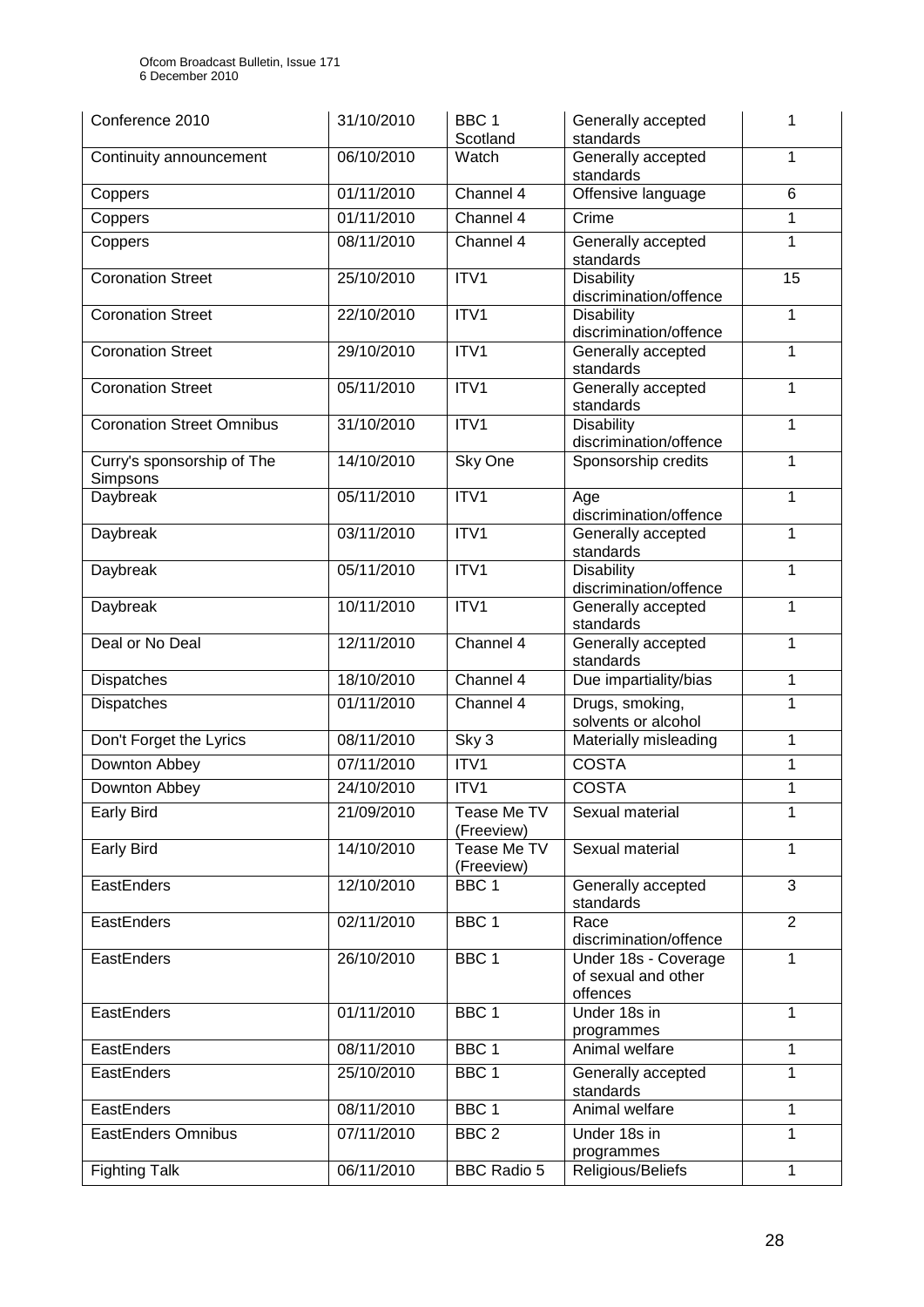| Conference 2010 | 31/10/2010 | BBC 1 Scotland | Generally accepted standards | 1 |
|---|---|---|---|---|
| Continuity announcement | 06/10/2010 | Watch | Generally accepted standards | 1 |
| Coppers | 01/11/2010 | Channel 4 | Offensive language | 6 |
| Coppers | 01/11/2010 | Channel 4 | Crime | 1 |
| Coppers | 08/11/2010 | Channel 4 | Generally accepted standards | 1 |
| Coronation Street | 25/10/2010 | ITV1 | Disability discrimination/offence | 15 |
| Coronation Street | 22/10/2010 | ITV1 | Disability discrimination/offence | 1 |
| Coronation Street | 29/10/2010 | ITV1 | Generally accepted standards | 1 |
| Coronation Street | 05/11/2010 | ITV1 | Generally accepted standards | 1 |
| Coronation Street Omnibus | 31/10/2010 | ITV1 | Disability discrimination/offence | 1 |
| Curry's sponsorship of The Simpsons | 14/10/2010 | Sky One | Sponsorship credits | 1 |
| Daybreak | 05/11/2010 | ITV1 | Age discrimination/offence | 1 |
| Daybreak | 03/11/2010 | ITV1 | Generally accepted standards | 1 |
| Daybreak | 05/11/2010 | ITV1 | Disability discrimination/offence | 1 |
| Daybreak | 10/11/2010 | ITV1 | Generally accepted standards | 1 |
| Deal or No Deal | 12/11/2010 | Channel 4 | Generally accepted standards | 1 |
| Dispatches | 18/10/2010 | Channel 4 | Due impartiality/bias | 1 |
| Dispatches | 01/11/2010 | Channel 4 | Drugs, smoking, solvents or alcohol | 1 |
| Don't Forget the Lyrics | 08/11/2010 | Sky 3 | Materially misleading | 1 |
| Downton Abbey | 07/11/2010 | ITV1 | COSTA | 1 |
| Downton Abbey | 24/10/2010 | ITV1 | COSTA | 1 |
| Early Bird | 21/09/2010 | Tease Me TV (Freeview) | Sexual material | 1 |
| Early Bird | 14/10/2010 | Tease Me TV (Freeview) | Sexual material | 1 |
| EastEnders | 12/10/2010 | BBC 1 | Generally accepted standards | 3 |
| EastEnders | 02/11/2010 | BBC 1 | Race discrimination/offence | 2 |
| EastEnders | 26/10/2010 | BBC 1 | Under 18s - Coverage of sexual and other offences | 1 |
| EastEnders | 01/11/2010 | BBC 1 | Under 18s in programmes | 1 |
| EastEnders | 08/11/2010 | BBC 1 | Animal welfare | 1 |
| EastEnders | 25/10/2010 | BBC 1 | Generally accepted standards | 1 |
| EastEnders | 08/11/2010 | BBC 1 | Animal welfare | 1 |
| EastEnders Omnibus | 07/11/2010 | BBC 2 | Under 18s in programmes | 1 |
| Fighting Talk | 06/11/2010 | BBC Radio 5 | Religious/Beliefs | 1 |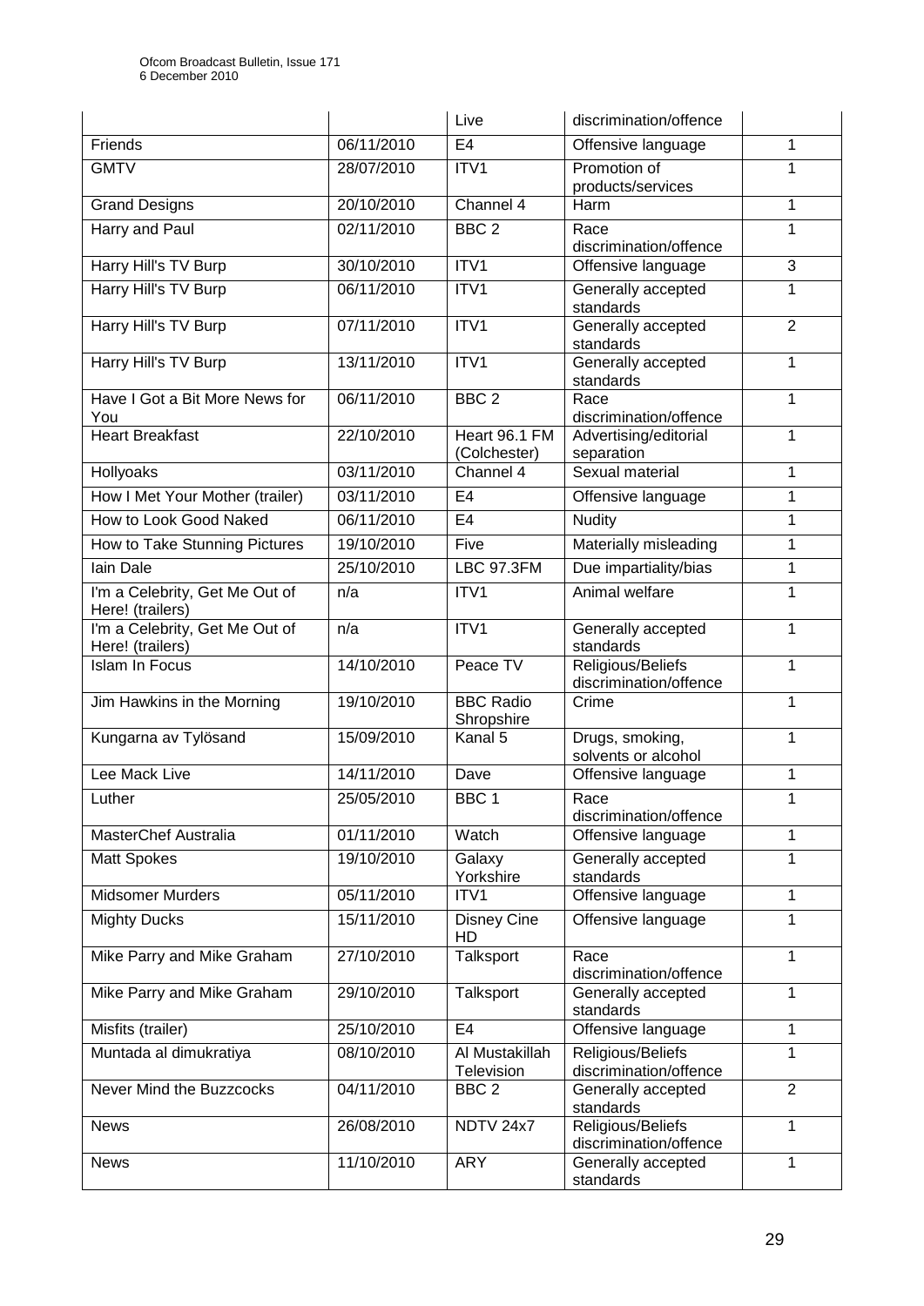| | | Live | discrimination/offence | |
|---|---|---|---|---|
| Friends | 06/11/2010 | E4 | Offensive language | 1 |
| GMTV | 28/07/2010 | ITV1 | Promotion of products/services | 1 |
| Grand Designs | 20/10/2010 | Channel 4 | Harm | 1 |
| Harry and Paul | 02/11/2010 | BBC 2 | Race discrimination/offence | 1 |
| Harry Hill's TV Burp | 30/10/2010 | ITV1 | Offensive language | 3 |
| Harry Hill's TV Burp | 06/11/2010 | ITV1 | Generally accepted standards | 1 |
| Harry Hill's TV Burp | 07/11/2010 | ITV1 | Generally accepted standards | 2 |
| Harry Hill's TV Burp | 13/11/2010 | ITV1 | Generally accepted standards | 1 |
| Have I Got a Bit More News for You | 06/11/2010 | BBC 2 | Race discrimination/offence | 1 |
| Heart Breakfast | 22/10/2010 | Heart 96.1 FM (Colchester) | Advertising/editorial separation | 1 |
| Hollyoaks | 03/11/2010 | Channel 4 | Sexual material | 1 |
| How I Met Your Mother (trailer) | 03/11/2010 | E4 | Offensive language | 1 |
| How to Look Good Naked | 06/11/2010 | E4 | Nudity | 1 |
| How to Take Stunning Pictures | 19/10/2010 | Five | Materially misleading | 1 |
| Iain Dale | 25/10/2010 | LBC 97.3FM | Due impartiality/bias | 1 |
| I'm a Celebrity, Get Me Out of Here! (trailers) | n/a | ITV1 | Animal welfare | 1 |
| I'm a Celebrity, Get Me Out of Here! (trailers) | n/a | ITV1 | Generally accepted standards | 1 |
| Islam In Focus | 14/10/2010 | Peace TV | Religious/Beliefs discrimination/offence | 1 |
| Jim Hawkins in the Morning | 19/10/2010 | BBC Radio Shropshire | Crime | 1 |
| Kungarna av Tylösand | 15/09/2010 | Kanal 5 | Drugs, smoking, solvents or alcohol | 1 |
| Lee Mack Live | 14/11/2010 | Dave | Offensive language | 1 |
| Luther | 25/05/2010 | BBC 1 | Race discrimination/offence | 1 |
| MasterChef Australia | 01/11/2010 | Watch | Offensive language | 1 |
| Matt Spokes | 19/10/2010 | Galaxy Yorkshire | Generally accepted standards | 1 |
| Midsomer Murders | 05/11/2010 | ITV1 | Offensive language | 1 |
| Mighty Ducks | 15/11/2010 | Disney Cine HD | Offensive language | 1 |
| Mike Parry and Mike Graham | 27/10/2010 | Talksport | Race discrimination/offence | 1 |
| Mike Parry and Mike Graham | 29/10/2010 | Talksport | Generally accepted standards | 1 |
| Misfits (trailer) | 25/10/2010 | E4 | Offensive language | 1 |
| Muntada al dimukratiya | 08/10/2010 | Al Mustakillah Television | Religious/Beliefs discrimination/offence | 1 |
| Never Mind the Buzzcocks | 04/11/2010 | BBC 2 | Generally accepted standards | 2 |
| News | 26/08/2010 | NDTV 24x7 | Religious/Beliefs discrimination/offence | 1 |
| News | 11/10/2010 | ARY | Generally accepted standards | 1 |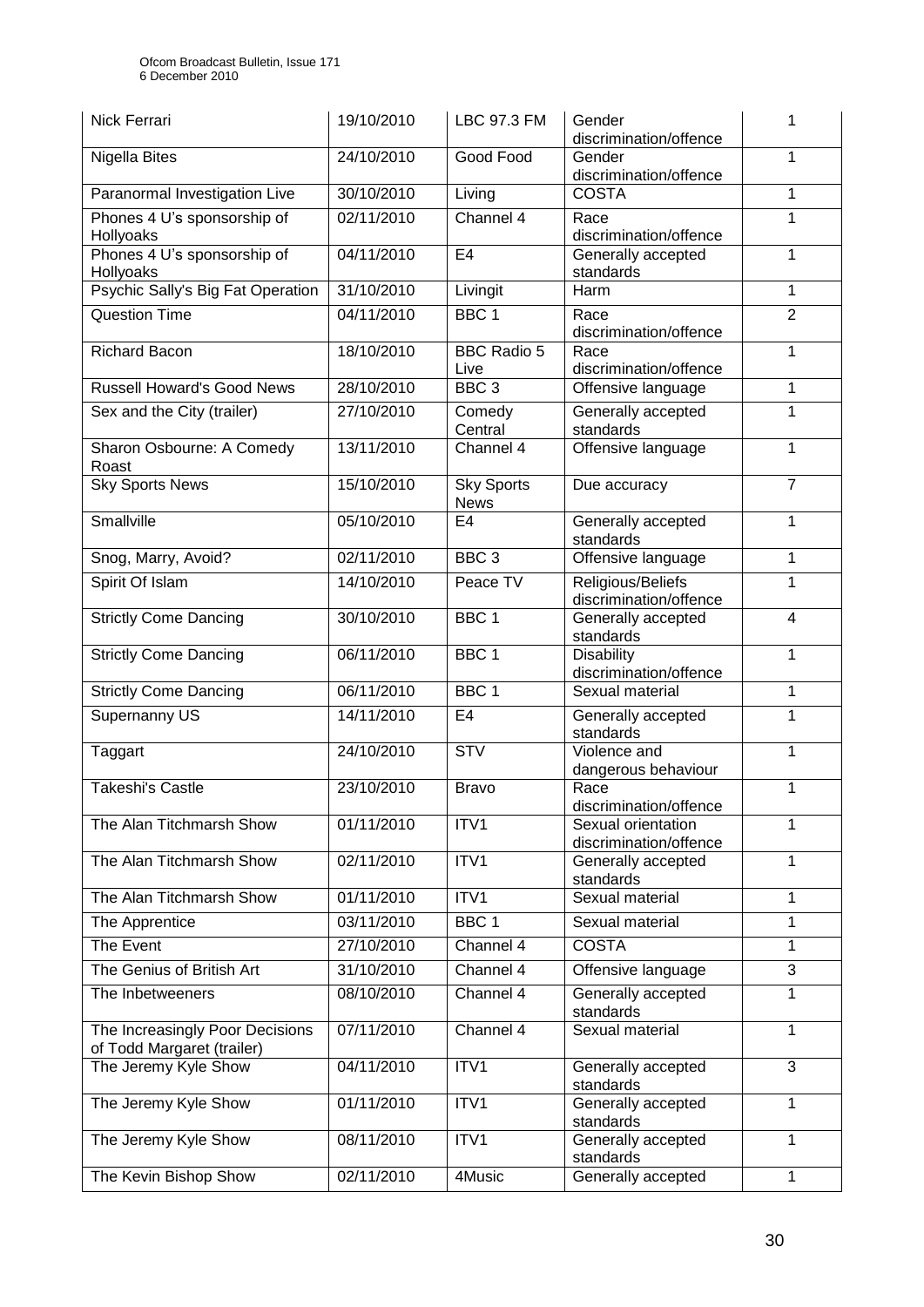| Nick Ferrari | 19/10/2010 | LBC 97.3 FM | Gender discrimination/offence | 1 |
|---|---|---|---|---|
| Nigella Bites | 24/10/2010 | Good Food | Gender discrimination/offence | 1 |
| Paranormal Investigation Live | 30/10/2010 | Living | COSTA | 1 |
| Phones 4 U's sponsorship of Hollyoaks | 02/11/2010 | Channel 4 | Race discrimination/offence | 1 |
| Phones 4 U's sponsorship of Hollyoaks | 04/11/2010 | E4 | Generally accepted standards | 1 |
| Psychic Sally's Big Fat Operation | 31/10/2010 | Livingit | Harm | 1 |
| Question Time | 04/11/2010 | BBC 1 | Race discrimination/offence | 2 |
| Richard Bacon | 18/10/2010 | BBC Radio 5 Live | Race discrimination/offence | 1 |
| Russell Howard's Good News | 28/10/2010 | BBC 3 | Offensive language | 1 |
| Sex and the City (trailer) | 27/10/2010 | Comedy Central | Generally accepted standards | 1 |
| Sharon Osbourne: A Comedy Roast | 13/11/2010 | Channel 4 | Offensive language | 1 |
| Sky Sports News | 15/10/2010 | Sky Sports News | Due accuracy | 7 |
| Smallville | 05/10/2010 | E4 | Generally accepted standards | 1 |
| Snog, Marry, Avoid? | 02/11/2010 | BBC 3 | Offensive language | 1 |
| Spirit Of Islam | 14/10/2010 | Peace TV | Religious/Beliefs discrimination/offence | 1 |
| Strictly Come Dancing | 30/10/2010 | BBC 1 | Generally accepted standards | 4 |
| Strictly Come Dancing | 06/11/2010 | BBC 1 | Disability discrimination/offence | 1 |
| Strictly Come Dancing | 06/11/2010 | BBC 1 | Sexual material | 1 |
| Supernanny US | 14/11/2010 | E4 | Generally accepted standards | 1 |
| Taggart | 24/10/2010 | STV | Violence and dangerous behaviour | 1 |
| Takeshi's Castle | 23/10/2010 | Bravo | Race discrimination/offence | 1 |
| The Alan Titchmarsh Show | 01/11/2010 | ITV1 | Sexual orientation discrimination/offence | 1 |
| The Alan Titchmarsh Show | 02/11/2010 | ITV1 | Generally accepted standards | 1 |
| The Alan Titchmarsh Show | 01/11/2010 | ITV1 | Sexual material | 1 |
| The Apprentice | 03/11/2010 | BBC 1 | Sexual material | 1 |
| The Event | 27/10/2010 | Channel 4 | COSTA | 1 |
| The Genius of British Art | 31/10/2010 | Channel 4 | Offensive language | 3 |
| The Inbetweeners | 08/10/2010 | Channel 4 | Generally accepted standards | 1 |
| The Increasingly Poor Decisions of Todd Margaret (trailer) | 07/11/2010 | Channel 4 | Sexual material | 1 |
| The Jeremy Kyle Show | 04/11/2010 | ITV1 | Generally accepted standards | 3 |
| The Jeremy Kyle Show | 01/11/2010 | ITV1 | Generally accepted standards | 1 |
| The Jeremy Kyle Show | 08/11/2010 | ITV1 | Generally accepted standards | 1 |
| The Kevin Bishop Show | 02/11/2010 | 4Music | Generally accepted | 1 |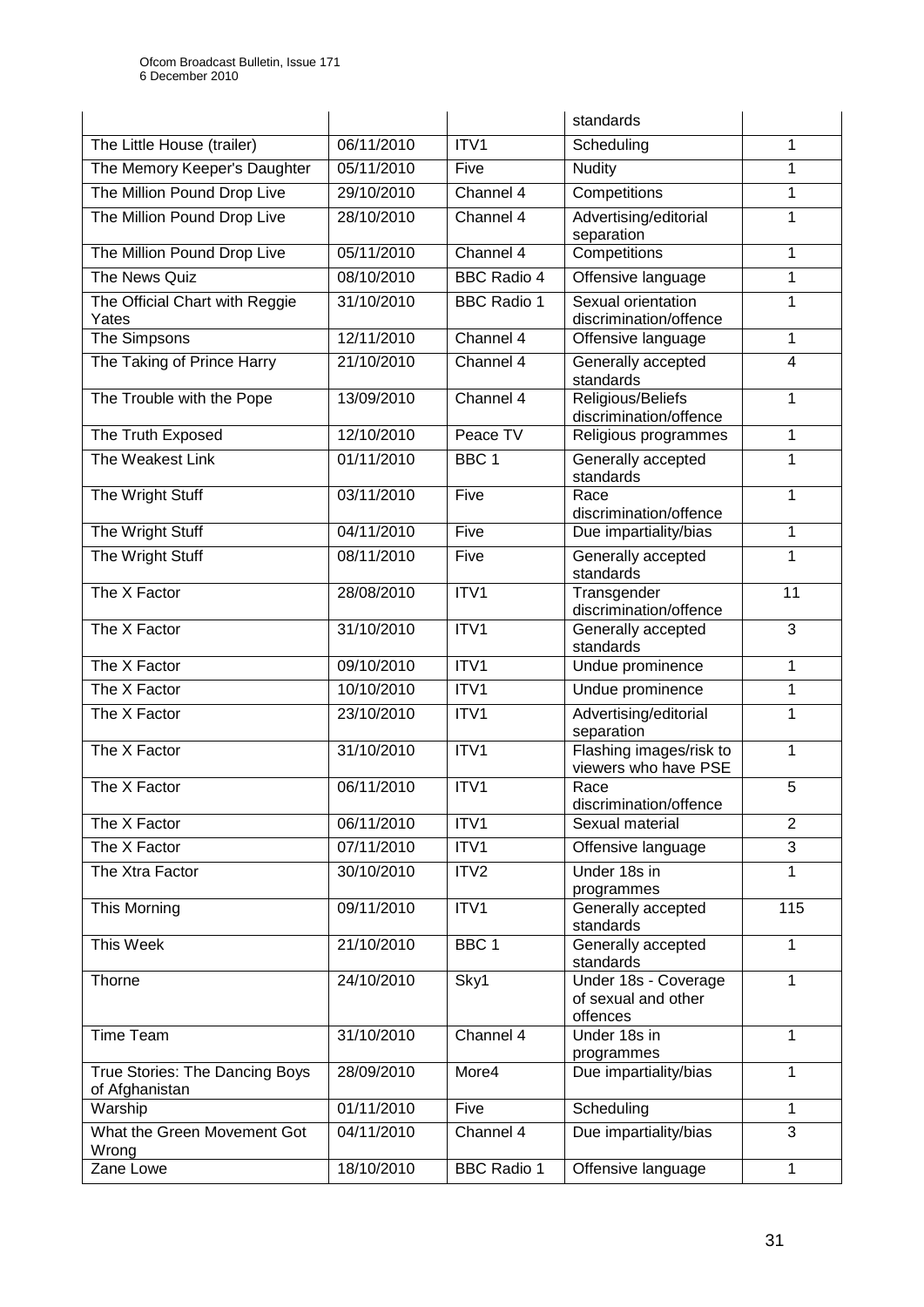| | | | standards | |
|---|---|---|---|---|
| The Little House (trailer) | 06/11/2010 | ITV1 | Scheduling | 1 |
| The Memory Keeper's Daughter | 05/11/2010 | Five | Nudity | 1 |
| The Million Pound Drop Live | 29/10/2010 | Channel 4 | Competitions | 1 |
| The Million Pound Drop Live | 28/10/2010 | Channel 4 | Advertising/editorial separation | 1 |
| The Million Pound Drop Live | 05/11/2010 | Channel 4 | Competitions | 1 |
| The News Quiz | 08/10/2010 | BBC Radio 4 | Offensive language | 1 |
| The Official Chart with Reggie Yates | 31/10/2010 | BBC Radio 1 | Sexual orientation discrimination/offence | 1 |
| The Simpsons | 12/11/2010 | Channel 4 | Offensive language | 1 |
| The Taking of Prince Harry | 21/10/2010 | Channel 4 | Generally accepted standards | 4 |
| The Trouble with the Pope | 13/09/2010 | Channel 4 | Religious/Beliefs discrimination/offence | 1 |
| The Truth Exposed | 12/10/2010 | Peace TV | Religious programmes | 1 |
| The Weakest Link | 01/11/2010 | BBC 1 | Generally accepted standards | 1 |
| The Wright Stuff | 03/11/2010 | Five | Race discrimination/offence | 1 |
| The Wright Stuff | 04/11/2010 | Five | Due impartiality/bias | 1 |
| The Wright Stuff | 08/11/2010 | Five | Generally accepted standards | 1 |
| The X Factor | 28/08/2010 | ITV1 | Transgender discrimination/offence | 11 |
| The X Factor | 31/10/2010 | ITV1 | Generally accepted standards | 3 |
| The X Factor | 09/10/2010 | ITV1 | Undue prominence | 1 |
| The X Factor | 10/10/2010 | ITV1 | Undue prominence | 1 |
| The X Factor | 23/10/2010 | ITV1 | Advertising/editorial separation | 1 |
| The X Factor | 31/10/2010 | ITV1 | Flashing images/risk to viewers who have PSE | 1 |
| The X Factor | 06/11/2010 | ITV1 | Race discrimination/offence | 5 |
| The X Factor | 06/11/2010 | ITV1 | Sexual material | 2 |
| The X Factor | 07/11/2010 | ITV1 | Offensive language | 3 |
| The Xtra Factor | 30/10/2010 | ITV2 | Under 18s in programmes | 1 |
| This Morning | 09/11/2010 | ITV1 | Generally accepted standards | 115 |
| This Week | 21/10/2010 | BBC 1 | Generally accepted standards | 1 |
| Thorne | 24/10/2010 | Sky1 | Under 18s - Coverage of sexual and other offences | 1 |
| Time Team | 31/10/2010 | Channel 4 | Under 18s in programmes | 1 |
| True Stories: The Dancing Boys of Afghanistan | 28/09/2010 | More4 | Due impartiality/bias | 1 |
| Warship | 01/11/2010 | Five | Scheduling | 1 |
| What the Green Movement Got Wrong | 04/11/2010 | Channel 4 | Due impartiality/bias | 3 |
| Zane Lowe | 18/10/2010 | BBC Radio 1 | Offensive language | 1 |